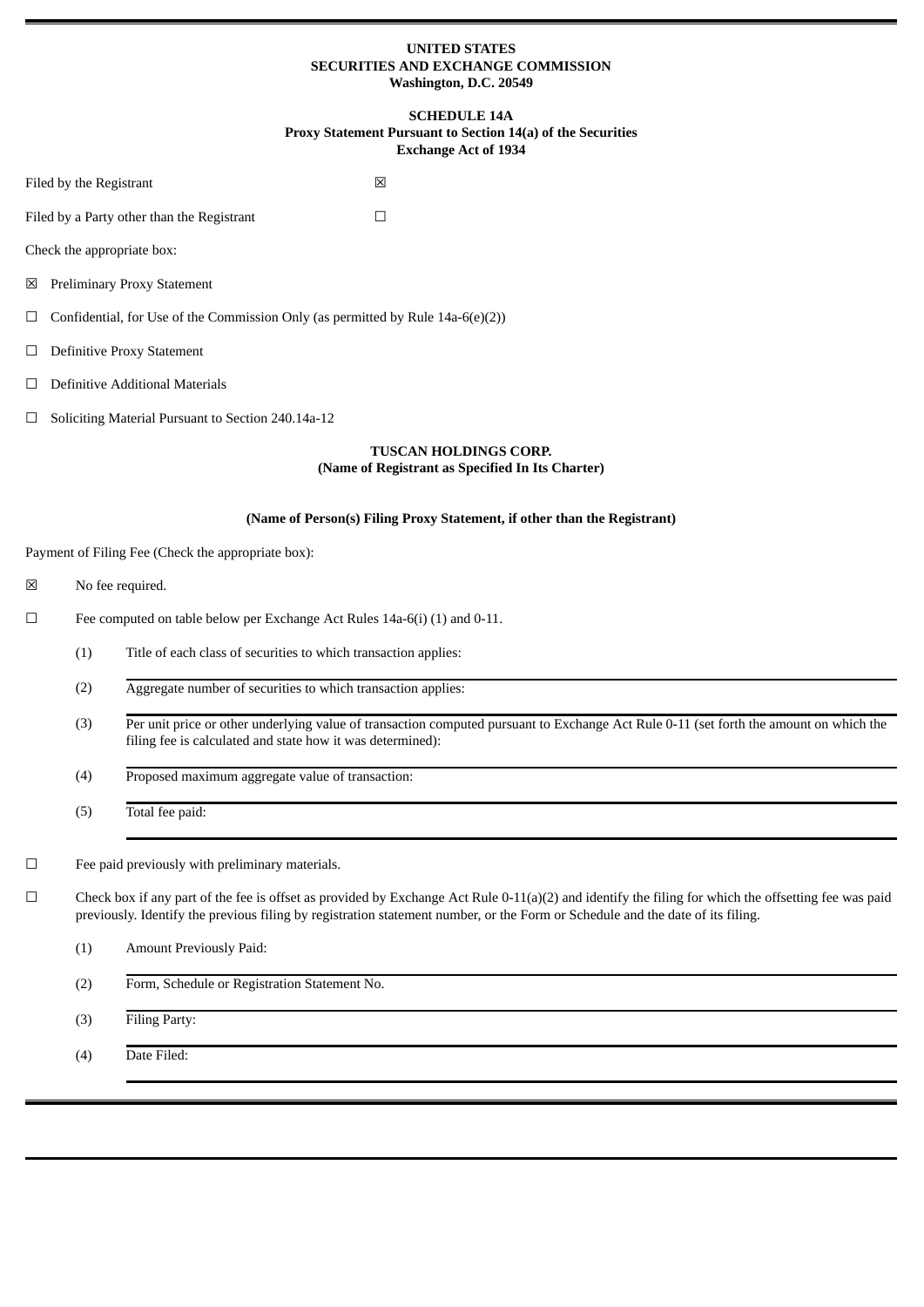**UNITED STATES**
**SECURITIES AND EXCHANGE COMMISSION**
**Washington, D.C. 20549**

**SCHEDULE 14A**
**Proxy Statement Pursuant to Section 14(a) of the Securities Exchange Act of 1934**

Filed by the Registrant ☒

Filed by a Party other than the Registrant ☐

Check the appropriate box:

☒ Preliminary Proxy Statement

☐ Confidential, for Use of the Commission Only (as permitted by Rule 14a-6(e)(2))

☐ Definitive Proxy Statement

☐ Definitive Additional Materials

☐ Soliciting Material Pursuant to Section 240.14a-12

**TUSCAN HOLDINGS CORP.**
**(Name of Registrant as Specified In Its Charter)**

**(Name of Person(s) Filing Proxy Statement, if other than the Registrant)**

Payment of Filing Fee (Check the appropriate box):

☒ No fee required.

☐ Fee computed on table below per Exchange Act Rules 14a-6(i) (1) and 0-11.

(1) Title of each class of securities to which transaction applies:

(2) Aggregate number of securities to which transaction applies:

(3) Per unit price or other underlying value of transaction computed pursuant to Exchange Act Rule 0-11 (set forth the amount on which the filing fee is calculated and state how it was determined):

(4) Proposed maximum aggregate value of transaction:

(5) Total fee paid:

☐ Fee paid previously with preliminary materials.

☐ Check box if any part of the fee is offset as provided by Exchange Act Rule 0-11(a)(2) and identify the filing for which the offsetting fee was paid previously. Identify the previous filing by registration statement number, or the Form or Schedule and the date of its filing.

(1) Amount Previously Paid:

(2) Form, Schedule or Registration Statement No.

(3) Filing Party:

(4) Date Filed: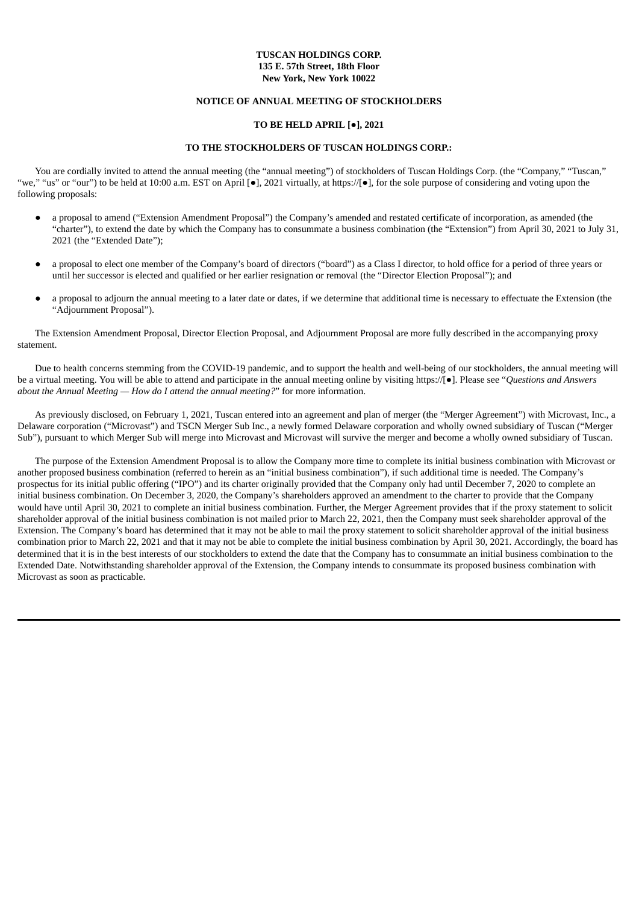**TUSCAN HOLDINGS CORP.**
**135 E. 57th Street, 18th Floor**
**New York, New York 10022**

**NOTICE OF ANNUAL MEETING OF STOCKHOLDERS**

**TO BE HELD APRIL [●], 2021**

**TO THE STOCKHOLDERS OF TUSCAN HOLDINGS CORP.:**

You are cordially invited to attend the annual meeting (the "annual meeting") of stockholders of Tuscan Holdings Corp. (the "Company," "Tuscan," "we," "us" or "our") to be held at 10:00 a.m. EST on April [●], 2021 virtually, at https://[●], for the sole purpose of considering and voting upon the following proposals:

- a proposal to amend ("Extension Amendment Proposal") the Company's amended and restated certificate of incorporation, as amended (the "charter"), to extend the date by which the Company has to consummate a business combination (the "Extension") from April 30, 2021 to July 31, 2021 (the "Extended Date");
- a proposal to elect one member of the Company's board of directors ("board") as a Class I director, to hold office for a period of three years or until her successor is elected and qualified or her earlier resignation or removal (the "Director Election Proposal"); and
- a proposal to adjourn the annual meeting to a later date or dates, if we determine that additional time is necessary to effectuate the Extension (the "Adjournment Proposal").

The Extension Amendment Proposal, Director Election Proposal, and Adjournment Proposal are more fully described in the accompanying proxy statement.

Due to health concerns stemming from the COVID-19 pandemic, and to support the health and well-being of our stockholders, the annual meeting will be a virtual meeting. You will be able to attend and participate in the annual meeting online by visiting https://[●]. Please see "*Questions and Answers about the Annual Meeting — How do I attend the annual meeting?*" for more information.

As previously disclosed, on February 1, 2021, Tuscan entered into an agreement and plan of merger (the "Merger Agreement") with Microvast, Inc., a Delaware corporation ("Microvast") and TSCN Merger Sub Inc., a newly formed Delaware corporation and wholly owned subsidiary of Tuscan ("Merger Sub"), pursuant to which Merger Sub will merge into Microvast and Microvast will survive the merger and become a wholly owned subsidiary of Tuscan.

The purpose of the Extension Amendment Proposal is to allow the Company more time to complete its initial business combination with Microvast or another proposed business combination (referred to herein as an "initial business combination"), if such additional time is needed. The Company's prospectus for its initial public offering ("IPO") and its charter originally provided that the Company only had until December 7, 2020 to complete an initial business combination. On December 3, 2020, the Company's shareholders approved an amendment to the charter to provide that the Company would have until April 30, 2021 to complete an initial business combination. Further, the Merger Agreement provides that if the proxy statement to solicit shareholder approval of the initial business combination is not mailed prior to March 22, 2021, then the Company must seek shareholder approval of the Extension. The Company's board has determined that it may not be able to mail the proxy statement to solicit shareholder approval of the initial business combination prior to March 22, 2021 and that it may not be able to complete the initial business combination by April 30, 2021. Accordingly, the board has determined that it is in the best interests of our stockholders to extend the date that the Company has to consummate an initial business combination to the Extended Date. Notwithstanding shareholder approval of the Extension, the Company intends to consummate its proposed business combination with Microvast as soon as practicable.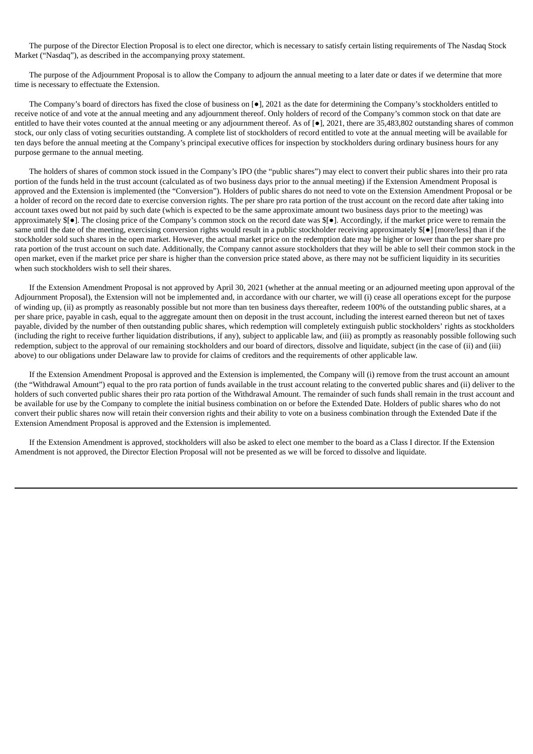The purpose of the Director Election Proposal is to elect one director, which is necessary to satisfy certain listing requirements of The Nasdaq Stock Market ("Nasdaq"), as described in the accompanying proxy statement.

The purpose of the Adjournment Proposal is to allow the Company to adjourn the annual meeting to a later date or dates if we determine that more time is necessary to effectuate the Extension.

The Company's board of directors has fixed the close of business on [●], 2021 as the date for determining the Company's stockholders entitled to receive notice of and vote at the annual meeting and any adjournment thereof. Only holders of record of the Company's common stock on that date are entitled to have their votes counted at the annual meeting or any adjournment thereof. As of [●], 2021, there are 35,483,802 outstanding shares of common stock, our only class of voting securities outstanding. A complete list of stockholders of record entitled to vote at the annual meeting will be available for ten days before the annual meeting at the Company's principal executive offices for inspection by stockholders during ordinary business hours for any purpose germane to the annual meeting.

The holders of shares of common stock issued in the Company's IPO (the "public shares") may elect to convert their public shares into their pro rata portion of the funds held in the trust account (calculated as of two business days prior to the annual meeting) if the Extension Amendment Proposal is approved and the Extension is implemented (the "Conversion"). Holders of public shares do not need to vote on the Extension Amendment Proposal or be a holder of record on the record date to exercise conversion rights. The per share pro rata portion of the trust account on the record date after taking into account taxes owed but not paid by such date (which is expected to be the same approximate amount two business days prior to the meeting) was approximately $[●]. The closing price of the Company's common stock on the record date was $[●]. Accordingly, if the market price were to remain the same until the date of the meeting, exercising conversion rights would result in a public stockholder receiving approximately $[●] [more/less] than if the stockholder sold such shares in the open market. However, the actual market price on the redemption date may be higher or lower than the per share pro rata portion of the trust account on such date. Additionally, the Company cannot assure stockholders that they will be able to sell their common stock in the open market, even if the market price per share is higher than the conversion price stated above, as there may not be sufficient liquidity in its securities when such stockholders wish to sell their shares.

If the Extension Amendment Proposal is not approved by April 30, 2021 (whether at the annual meeting or an adjourned meeting upon approval of the Adjournment Proposal), the Extension will not be implemented and, in accordance with our charter, we will (i) cease all operations except for the purpose of winding up, (ii) as promptly as reasonably possible but not more than ten business days thereafter, redeem 100% of the outstanding public shares, at a per share price, payable in cash, equal to the aggregate amount then on deposit in the trust account, including the interest earned thereon but net of taxes payable, divided by the number of then outstanding public shares, which redemption will completely extinguish public stockholders' rights as stockholders (including the right to receive further liquidation distributions, if any), subject to applicable law, and (iii) as promptly as reasonably possible following such redemption, subject to the approval of our remaining stockholders and our board of directors, dissolve and liquidate, subject (in the case of (ii) and (iii) above) to our obligations under Delaware law to provide for claims of creditors and the requirements of other applicable law.

If the Extension Amendment Proposal is approved and the Extension is implemented, the Company will (i) remove from the trust account an amount (the "Withdrawal Amount") equal to the pro rata portion of funds available in the trust account relating to the converted public shares and (ii) deliver to the holders of such converted public shares their pro rata portion of the Withdrawal Amount. The remainder of such funds shall remain in the trust account and be available for use by the Company to complete the initial business combination on or before the Extended Date. Holders of public shares who do not convert their public shares now will retain their conversion rights and their ability to vote on a business combination through the Extended Date if the Extension Amendment Proposal is approved and the Extension is implemented.

If the Extension Amendment is approved, stockholders will also be asked to elect one member to the board as a Class I director. If the Extension Amendment is not approved, the Director Election Proposal will not be presented as we will be forced to dissolve and liquidate.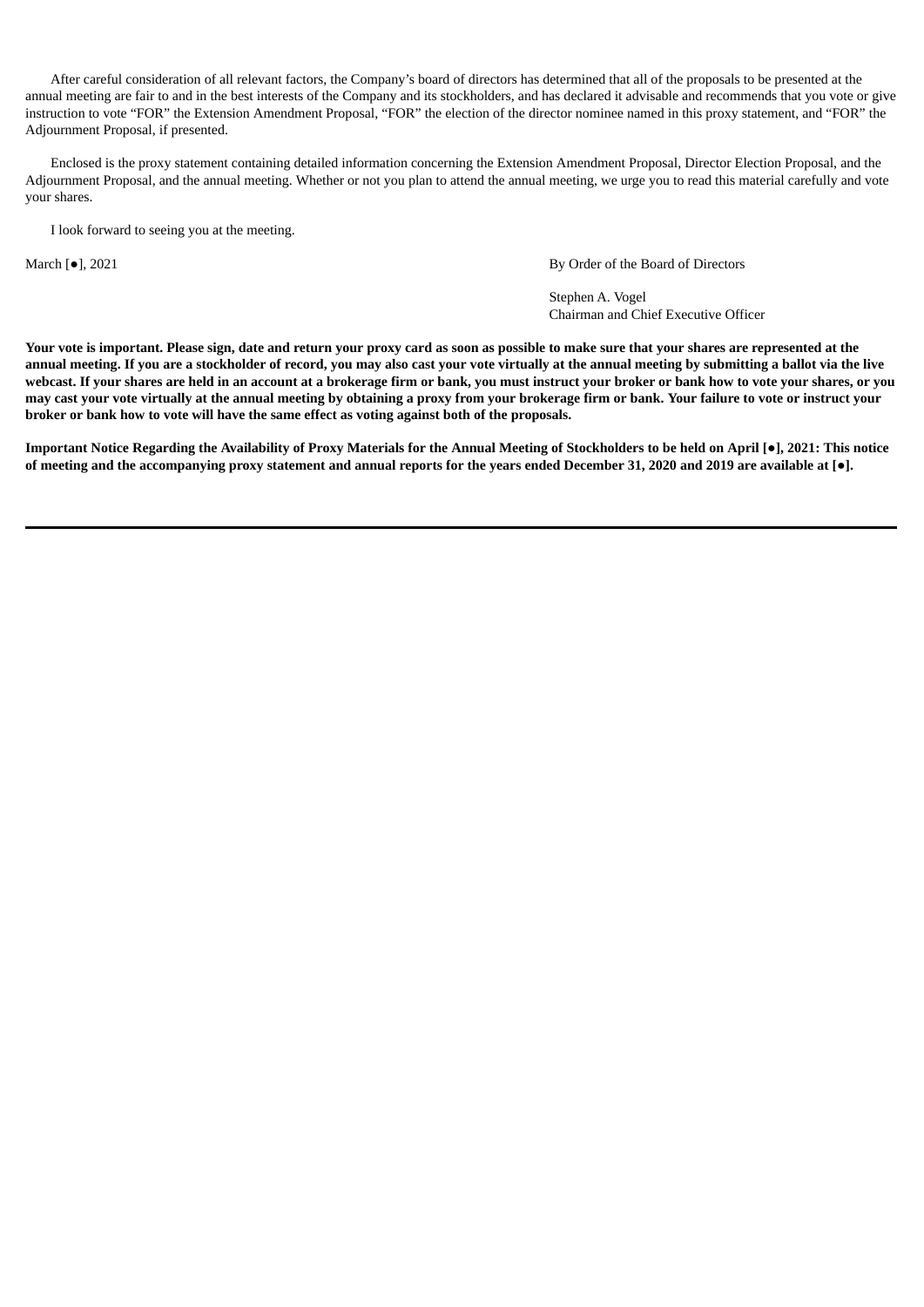After careful consideration of all relevant factors, the Company's board of directors has determined that all of the proposals to be presented at the annual meeting are fair to and in the best interests of the Company and its stockholders, and has declared it advisable and recommends that you vote or give instruction to vote "FOR" the Extension Amendment Proposal, "FOR" the election of the director nominee named in this proxy statement, and "FOR" the Adjournment Proposal, if presented.

Enclosed is the proxy statement containing detailed information concerning the Extension Amendment Proposal, Director Election Proposal, and the Adjournment Proposal, and the annual meeting. Whether or not you plan to attend the annual meeting, we urge you to read this material carefully and vote your shares.

I look forward to seeing you at the meeting.

March [●], 2021

By Order of the Board of Directors

Stephen A. Vogel
Chairman and Chief Executive Officer

**Your vote is important. Please sign, date and return your proxy card as soon as possible to make sure that your shares are represented at the annual meeting. If you are a stockholder of record, you may also cast your vote virtually at the annual meeting by submitting a ballot via the live webcast. If your shares are held in an account at a brokerage firm or bank, you must instruct your broker or bank how to vote your shares, or you may cast your vote virtually at the annual meeting by obtaining a proxy from your brokerage firm or bank. Your failure to vote or instruct your broker or bank how to vote will have the same effect as voting against both of the proposals.**

**Important Notice Regarding the Availability of Proxy Materials for the Annual Meeting of Stockholders to be held on April [●], 2021: This notice of meeting and the accompanying proxy statement and annual reports for the years ended December 31, 2020 and 2019 are available at [●].**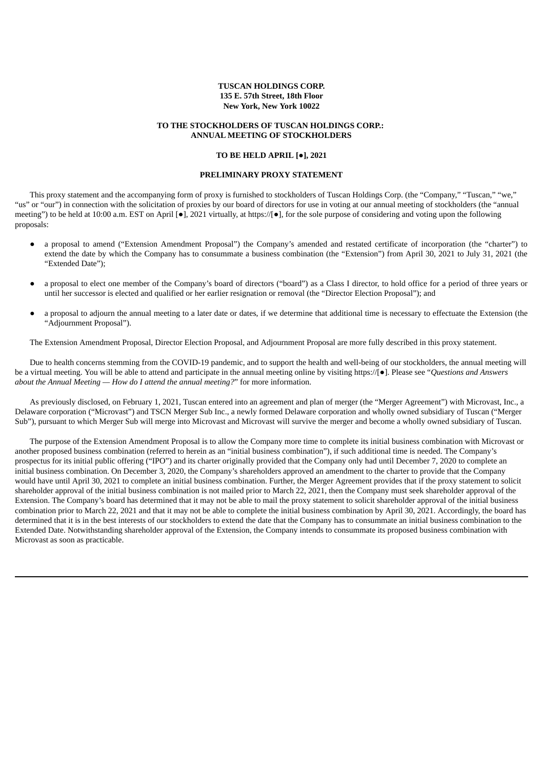**TUSCAN HOLDINGS CORP.**
**135 E. 57th Street, 18th Floor**
**New York, New York 10022**

**TO THE STOCKHOLDERS OF TUSCAN HOLDINGS CORP.:**
**ANNUAL MEETING OF STOCKHOLDERS**

**TO BE HELD APRIL [●], 2021**

**PRELIMINARY PROXY STATEMENT**

This proxy statement and the accompanying form of proxy is furnished to stockholders of Tuscan Holdings Corp. (the "Company," "Tuscan," "we," "us" or "our") in connection with the solicitation of proxies by our board of directors for use in voting at our annual meeting of stockholders (the "annual meeting") to be held at 10:00 a.m. EST on April [●], 2021 virtually, at https://[●], for the sole purpose of considering and voting upon the following proposals:

- a proposal to amend ("Extension Amendment Proposal") the Company's amended and restated certificate of incorporation (the "charter") to extend the date by which the Company has to consummate a business combination (the "Extension") from April 30, 2021 to July 31, 2021 (the "Extended Date");
- a proposal to elect one member of the Company's board of directors ("board") as a Class I director, to hold office for a period of three years or until her successor is elected and qualified or her earlier resignation or removal (the "Director Election Proposal"); and
- a proposal to adjourn the annual meeting to a later date or dates, if we determine that additional time is necessary to effectuate the Extension (the "Adjournment Proposal").

The Extension Amendment Proposal, Director Election Proposal, and Adjournment Proposal are more fully described in this proxy statement.

Due to health concerns stemming from the COVID-19 pandemic, and to support the health and well-being of our stockholders, the annual meeting will be a virtual meeting. You will be able to attend and participate in the annual meeting online by visiting https://[●]. Please see "*Questions and Answers about the Annual Meeting — How do I attend the annual meeting?*" for more information.

As previously disclosed, on February 1, 2021, Tuscan entered into an agreement and plan of merger (the "Merger Agreement") with Microvast, Inc., a Delaware corporation ("Microvast") and TSCN Merger Sub Inc., a newly formed Delaware corporation and wholly owned subsidiary of Tuscan ("Merger Sub"), pursuant to which Merger Sub will merge into Microvast and Microvast will survive the merger and become a wholly owned subsidiary of Tuscan.

The purpose of the Extension Amendment Proposal is to allow the Company more time to complete its initial business combination with Microvast or another proposed business combination (referred to herein as an "initial business combination"), if such additional time is needed. The Company's prospectus for its initial public offering ("IPO") and its charter originally provided that the Company only had until December 7, 2020 to complete an initial business combination. On December 3, 2020, the Company's shareholders approved an amendment to the charter to provide that the Company would have until April 30, 2021 to complete an initial business combination. Further, the Merger Agreement provides that if the proxy statement to solicit shareholder approval of the initial business combination is not mailed prior to March 22, 2021, then the Company must seek shareholder approval of the Extension. The Company's board has determined that it may not be able to mail the proxy statement to solicit shareholder approval of the initial business combination prior to March 22, 2021 and that it may not be able to complete the initial business combination by April 30, 2021. Accordingly, the board has determined that it is in the best interests of our stockholders to extend the date that the Company has to consummate an initial business combination to the Extended Date. Notwithstanding shareholder approval of the Extension, the Company intends to consummate its proposed business combination with Microvast as soon as practicable.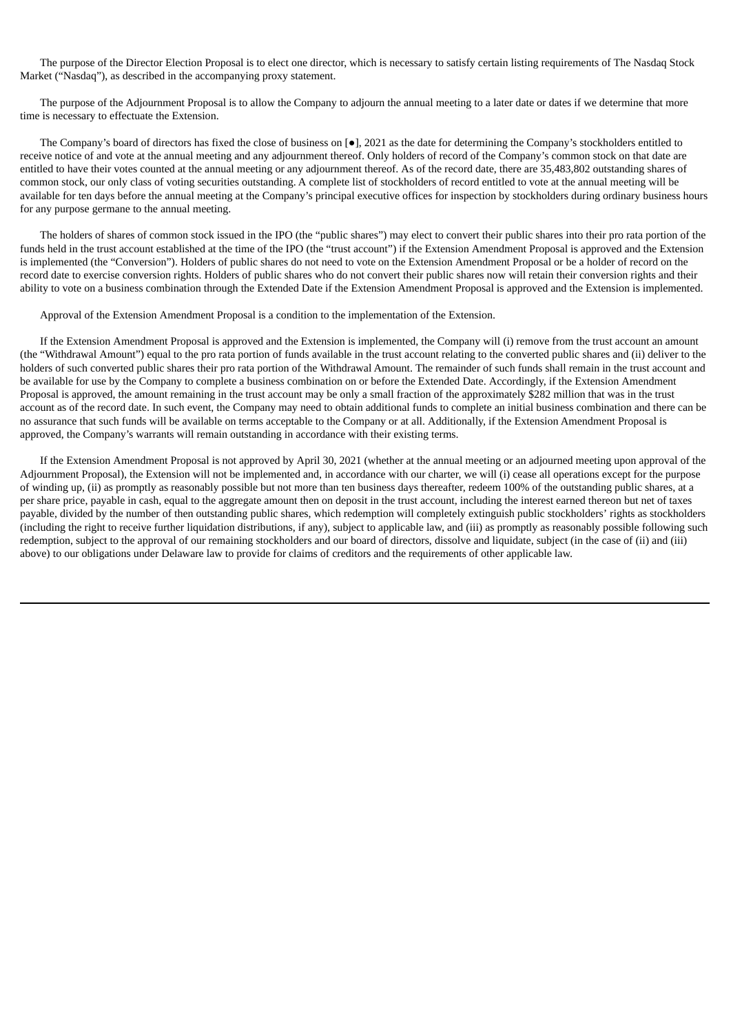The purpose of the Director Election Proposal is to elect one director, which is necessary to satisfy certain listing requirements of The Nasdaq Stock Market ("Nasdaq"), as described in the accompanying proxy statement.

The purpose of the Adjournment Proposal is to allow the Company to adjourn the annual meeting to a later date or dates if we determine that more time is necessary to effectuate the Extension.

The Company's board of directors has fixed the close of business on [●], 2021 as the date for determining the Company's stockholders entitled to receive notice of and vote at the annual meeting and any adjournment thereof. Only holders of record of the Company's common stock on that date are entitled to have their votes counted at the annual meeting or any adjournment thereof. As of the record date, there are 35,483,802 outstanding shares of common stock, our only class of voting securities outstanding. A complete list of stockholders of record entitled to vote at the annual meeting will be available for ten days before the annual meeting at the Company's principal executive offices for inspection by stockholders during ordinary business hours for any purpose germane to the annual meeting.

The holders of shares of common stock issued in the IPO (the "public shares") may elect to convert their public shares into their pro rata portion of the funds held in the trust account established at the time of the IPO (the "trust account") if the Extension Amendment Proposal is approved and the Extension is implemented (the "Conversion"). Holders of public shares do not need to vote on the Extension Amendment Proposal or be a holder of record on the record date to exercise conversion rights. Holders of public shares who do not convert their public shares now will retain their conversion rights and their ability to vote on a business combination through the Extended Date if the Extension Amendment Proposal is approved and the Extension is implemented.

Approval of the Extension Amendment Proposal is a condition to the implementation of the Extension.

If the Extension Amendment Proposal is approved and the Extension is implemented, the Company will (i) remove from the trust account an amount (the "Withdrawal Amount") equal to the pro rata portion of funds available in the trust account relating to the converted public shares and (ii) deliver to the holders of such converted public shares their pro rata portion of the Withdrawal Amount. The remainder of such funds shall remain in the trust account and be available for use by the Company to complete a business combination on or before the Extended Date. Accordingly, if the Extension Amendment Proposal is approved, the amount remaining in the trust account may be only a small fraction of the approximately $282 million that was in the trust account as of the record date. In such event, the Company may need to obtain additional funds to complete an initial business combination and there can be no assurance that such funds will be available on terms acceptable to the Company or at all. Additionally, if the Extension Amendment Proposal is approved, the Company's warrants will remain outstanding in accordance with their existing terms.

If the Extension Amendment Proposal is not approved by April 30, 2021 (whether at the annual meeting or an adjourned meeting upon approval of the Adjournment Proposal), the Extension will not be implemented and, in accordance with our charter, we will (i) cease all operations except for the purpose of winding up, (ii) as promptly as reasonably possible but not more than ten business days thereafter, redeem 100% of the outstanding public shares, at a per share price, payable in cash, equal to the aggregate amount then on deposit in the trust account, including the interest earned thereon but net of taxes payable, divided by the number of then outstanding public shares, which redemption will completely extinguish public stockholders' rights as stockholders (including the right to receive further liquidation distributions, if any), subject to applicable law, and (iii) as promptly as reasonably possible following such redemption, subject to the approval of our remaining stockholders and our board of directors, dissolve and liquidate, subject (in the case of (ii) and (iii) above) to our obligations under Delaware law to provide for claims of creditors and the requirements of other applicable law.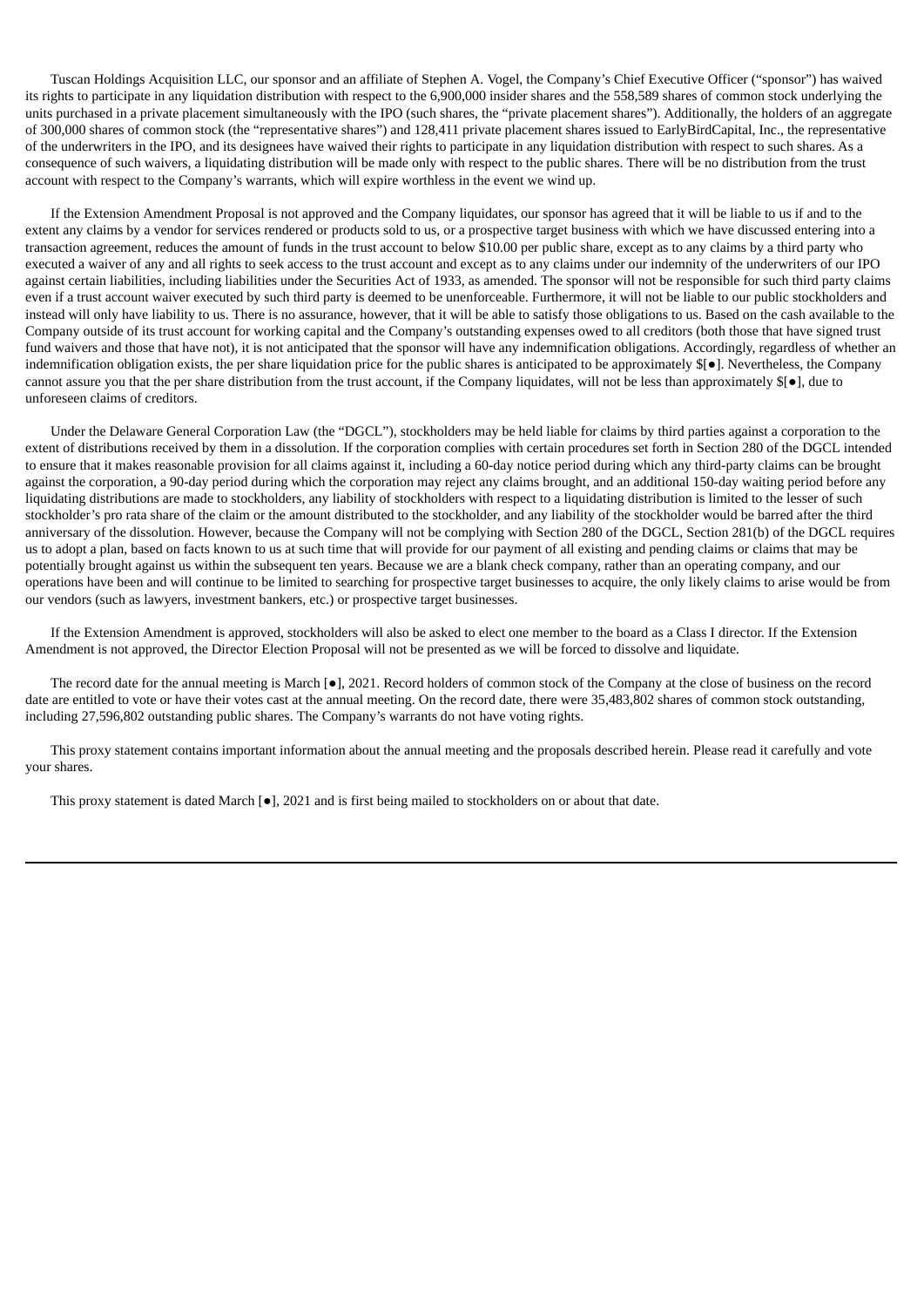Tuscan Holdings Acquisition LLC, our sponsor and an affiliate of Stephen A. Vogel, the Company's Chief Executive Officer ("sponsor") has waived its rights to participate in any liquidation distribution with respect to the 6,900,000 insider shares and the 558,589 shares of common stock underlying the units purchased in a private placement simultaneously with the IPO (such shares, the "private placement shares"). Additionally, the holders of an aggregate of 300,000 shares of common stock (the "representative shares") and 128,411 private placement shares issued to EarlyBirdCapital, Inc., the representative of the underwriters in the IPO, and its designees have waived their rights to participate in any liquidation distribution with respect to such shares. As a consequence of such waivers, a liquidating distribution will be made only with respect to the public shares. There will be no distribution from the trust account with respect to the Company's warrants, which will expire worthless in the event we wind up.

If the Extension Amendment Proposal is not approved and the Company liquidates, our sponsor has agreed that it will be liable to us if and to the extent any claims by a vendor for services rendered or products sold to us, or a prospective target business with which we have discussed entering into a transaction agreement, reduces the amount of funds in the trust account to below $10.00 per public share, except as to any claims by a third party who executed a waiver of any and all rights to seek access to the trust account and except as to any claims under our indemnity of the underwriters of our IPO against certain liabilities, including liabilities under the Securities Act of 1933, as amended. The sponsor will not be responsible for such third party claims even if a trust account waiver executed by such third party is deemed to be unenforceable. Furthermore, it will not be liable to our public stockholders and instead will only have liability to us. There is no assurance, however, that it will be able to satisfy those obligations to us. Based on the cash available to the Company outside of its trust account for working capital and the Company's outstanding expenses owed to all creditors (both those that have signed trust fund waivers and those that have not), it is not anticipated that the sponsor will have any indemnification obligations. Accordingly, regardless of whether an indemnification obligation exists, the per share liquidation price for the public shares is anticipated to be approximately $[●]. Nevertheless, the Company cannot assure you that the per share distribution from the trust account, if the Company liquidates, will not be less than approximately $[●], due to unforeseen claims of creditors.

Under the Delaware General Corporation Law (the "DGCL"), stockholders may be held liable for claims by third parties against a corporation to the extent of distributions received by them in a dissolution. If the corporation complies with certain procedures set forth in Section 280 of the DGCL intended to ensure that it makes reasonable provision for all claims against it, including a 60-day notice period during which any third-party claims can be brought against the corporation, a 90-day period during which the corporation may reject any claims brought, and an additional 150-day waiting period before any liquidating distributions are made to stockholders, any liability of stockholders with respect to a liquidating distribution is limited to the lesser of such stockholder's pro rata share of the claim or the amount distributed to the stockholder, and any liability of the stockholder would be barred after the third anniversary of the dissolution. However, because the Company will not be complying with Section 280 of the DGCL, Section 281(b) of the DGCL requires us to adopt a plan, based on facts known to us at such time that will provide for our payment of all existing and pending claims or claims that may be potentially brought against us within the subsequent ten years. Because we are a blank check company, rather than an operating company, and our operations have been and will continue to be limited to searching for prospective target businesses to acquire, the only likely claims to arise would be from our vendors (such as lawyers, investment bankers, etc.) or prospective target businesses.

If the Extension Amendment is approved, stockholders will also be asked to elect one member to the board as a Class I director. If the Extension Amendment is not approved, the Director Election Proposal will not be presented as we will be forced to dissolve and liquidate.

The record date for the annual meeting is March [●], 2021. Record holders of common stock of the Company at the close of business on the record date are entitled to vote or have their votes cast at the annual meeting. On the record date, there were 35,483,802 shares of common stock outstanding, including 27,596,802 outstanding public shares. The Company's warrants do not have voting rights.

This proxy statement contains important information about the annual meeting and the proposals described herein. Please read it carefully and vote your shares.

This proxy statement is dated March [●], 2021 and is first being mailed to stockholders on or about that date.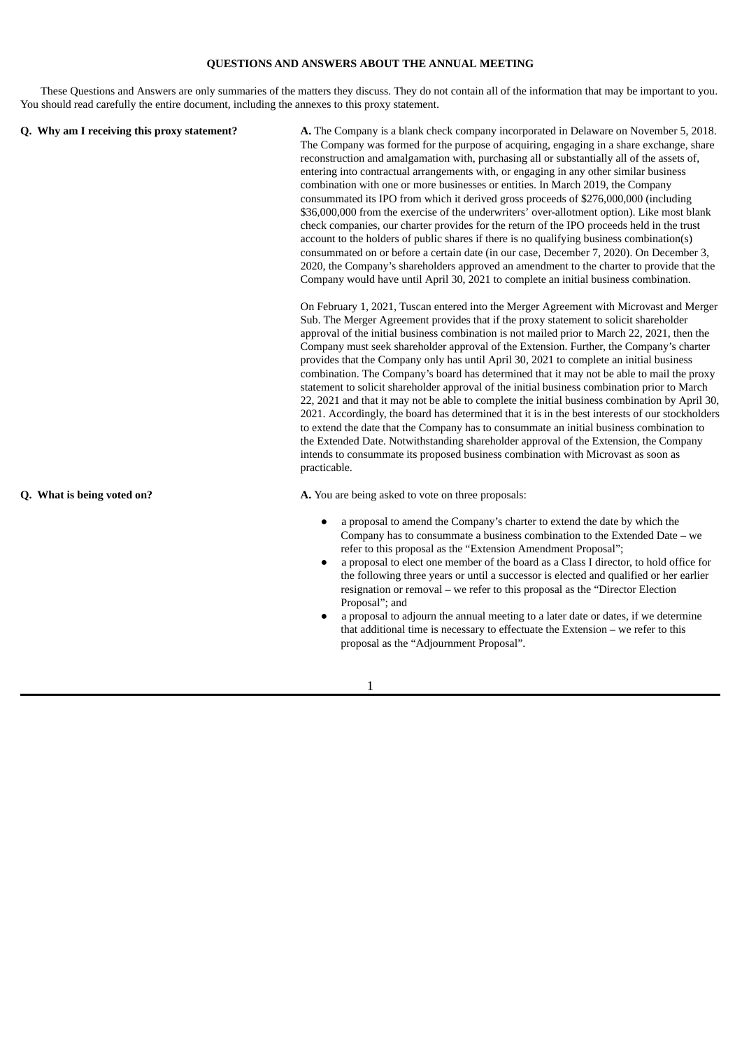## QUESTIONS AND ANSWERS ABOUT THE ANNUAL MEETING

These Questions and Answers are only summaries of the matters they discuss. They do not contain all of the information that may be important to you. You should read carefully the entire document, including the annexes to this proxy statement.

**Q. Why am I receiving this proxy statement?**

**A.** The Company is a blank check company incorporated in Delaware on November 5, 2018. The Company was formed for the purpose of acquiring, engaging in a share exchange, share reconstruction and amalgamation with, purchasing all or substantially all of the assets of, entering into contractual arrangements with, or engaging in any other similar business combination with one or more businesses or entities. In March 2019, the Company consummated its IPO from which it derived gross proceeds of $276,000,000 (including $36,000,000 from the exercise of the underwriters' over-allotment option). Like most blank check companies, our charter provides for the return of the IPO proceeds held in the trust account to the holders of public shares if there is no qualifying business combination(s) consummated on or before a certain date (in our case, December 7, 2020). On December 3, 2020, the Company's shareholders approved an amendment to the charter to provide that the Company would have until April 30, 2021 to complete an initial business combination.

On February 1, 2021, Tuscan entered into the Merger Agreement with Microvast and Merger Sub. The Merger Agreement provides that if the proxy statement to solicit shareholder approval of the initial business combination is not mailed prior to March 22, 2021, then the Company must seek shareholder approval of the Extension. Further, the Company's charter provides that the Company only has until April 30, 2021 to complete an initial business combination. The Company's board has determined that it may not be able to mail the proxy statement to solicit shareholder approval of the initial business combination prior to March 22, 2021 and that it may not be able to complete the initial business combination by April 30, 2021. Accordingly, the board has determined that it is in the best interests of our stockholders to extend the date that the Company has to consummate an initial business combination to the Extended Date. Notwithstanding shareholder approval of the Extension, the Company intends to consummate its proposed business combination with Microvast as soon as practicable.

**Q. What is being voted on?**

**A.** You are being asked to vote on three proposals:

- a proposal to amend the Company's charter to extend the date by which the Company has to consummate a business combination to the Extended Date – we refer to this proposal as the "Extension Amendment Proposal";
- a proposal to elect one member of the board as a Class I director, to hold office for the following three years or until a successor is elected and qualified or her earlier resignation or removal – we refer to this proposal as the "Director Election Proposal"; and
- a proposal to adjourn the annual meeting to a later date or dates, if we determine that additional time is necessary to effectuate the Extension – we refer to this proposal as the "Adjournment Proposal".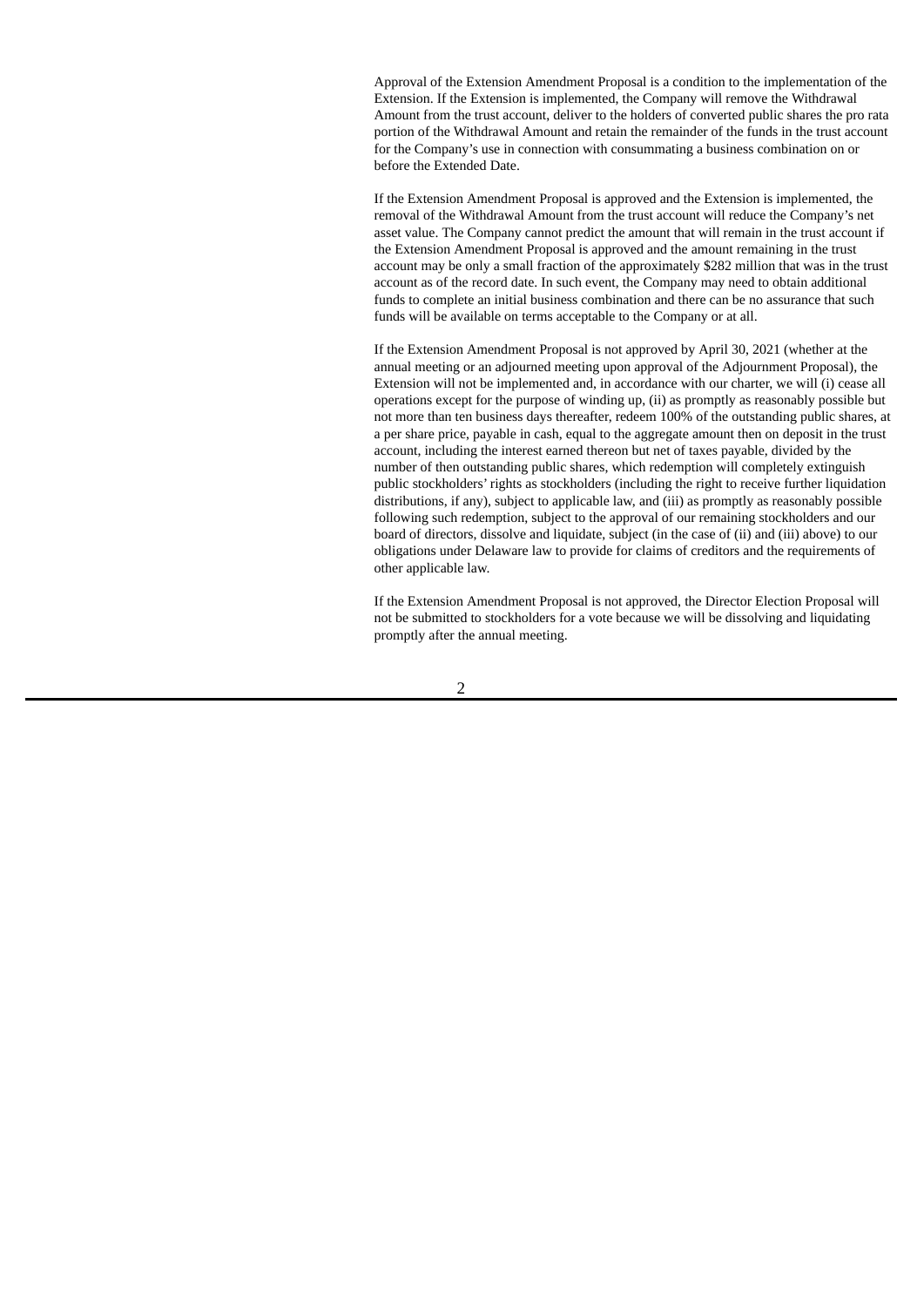Approval of the Extension Amendment Proposal is a condition to the implementation of the Extension. If the Extension is implemented, the Company will remove the Withdrawal Amount from the trust account, deliver to the holders of converted public shares the pro rata portion of the Withdrawal Amount and retain the remainder of the funds in the trust account for the Company's use in connection with consummating a business combination on or before the Extended Date.

If the Extension Amendment Proposal is approved and the Extension is implemented, the removal of the Withdrawal Amount from the trust account will reduce the Company's net asset value. The Company cannot predict the amount that will remain in the trust account if the Extension Amendment Proposal is approved and the amount remaining in the trust account may be only a small fraction of the approximately $282 million that was in the trust account as of the record date. In such event, the Company may need to obtain additional funds to complete an initial business combination and there can be no assurance that such funds will be available on terms acceptable to the Company or at all.

If the Extension Amendment Proposal is not approved by April 30, 2021 (whether at the annual meeting or an adjourned meeting upon approval of the Adjournment Proposal), the Extension will not be implemented and, in accordance with our charter, we will (i) cease all operations except for the purpose of winding up, (ii) as promptly as reasonably possible but not more than ten business days thereafter, redeem 100% of the outstanding public shares, at a per share price, payable in cash, equal to the aggregate amount then on deposit in the trust account, including the interest earned thereon but net of taxes payable, divided by the number of then outstanding public shares, which redemption will completely extinguish public stockholders' rights as stockholders (including the right to receive further liquidation distributions, if any), subject to applicable law, and (iii) as promptly as reasonably possible following such redemption, subject to the approval of our remaining stockholders and our board of directors, dissolve and liquidate, subject (in the case of (ii) and (iii) above) to our obligations under Delaware law to provide for claims of creditors and the requirements of other applicable law.

If the Extension Amendment Proposal is not approved, the Director Election Proposal will not be submitted to stockholders for a vote because we will be dissolving and liquidating promptly after the annual meeting.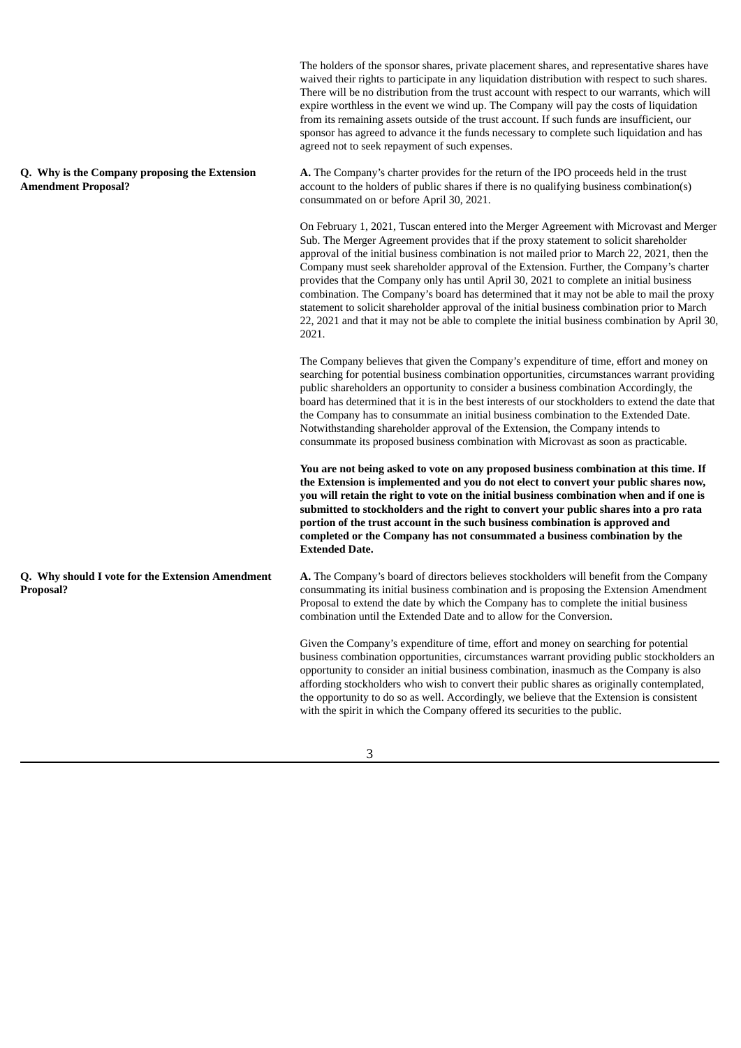The holders of the sponsor shares, private placement shares, and representative shares have waived their rights to participate in any liquidation distribution with respect to such shares. There will be no distribution from the trust account with respect to our warrants, which will expire worthless in the event we wind up. The Company will pay the costs of liquidation from its remaining assets outside of the trust account. If such funds are insufficient, our sponsor has agreed to advance it the funds necessary to complete such liquidation and has agreed not to seek repayment of such expenses.

**Q. Why is the Company proposing the Extension Amendment Proposal?**

**A.** The Company's charter provides for the return of the IPO proceeds held in the trust account to the holders of public shares if there is no qualifying business combination(s) consummated on or before April 30, 2021.

On February 1, 2021, Tuscan entered into the Merger Agreement with Microvast and Merger Sub. The Merger Agreement provides that if the proxy statement to solicit shareholder approval of the initial business combination is not mailed prior to March 22, 2021, then the Company must seek shareholder approval of the Extension. Further, the Company's charter provides that the Company only has until April 30, 2021 to complete an initial business combination. The Company's board has determined that it may not be able to mail the proxy statement to solicit shareholder approval of the initial business combination prior to March 22, 2021 and that it may not be able to complete the initial business combination by April 30, 2021.

The Company believes that given the Company's expenditure of time, effort and money on searching for potential business combination opportunities, circumstances warrant providing public shareholders an opportunity to consider a business combination Accordingly, the board has determined that it is in the best interests of our stockholders to extend the date that the Company has to consummate an initial business combination to the Extended Date. Notwithstanding shareholder approval of the Extension, the Company intends to consummate its proposed business combination with Microvast as soon as practicable.

**You are not being asked to vote on any proposed business combination at this time. If the Extension is implemented and you do not elect to convert your public shares now, you will retain the right to vote on the initial business combination when and if one is submitted to stockholders and the right to convert your public shares into a pro rata portion of the trust account in the such business combination is approved and completed or the Company has not consummated a business combination by the Extended Date.**

**Q. Why should I vote for the Extension Amendment Proposal?**

**A.** The Company's board of directors believes stockholders will benefit from the Company consummating its initial business combination and is proposing the Extension Amendment Proposal to extend the date by which the Company has to complete the initial business combination until the Extended Date and to allow for the Conversion.

Given the Company's expenditure of time, effort and money on searching for potential business combination opportunities, circumstances warrant providing public stockholders an opportunity to consider an initial business combination, inasmuch as the Company is also affording stockholders who wish to convert their public shares as originally contemplated, the opportunity to do so as well. Accordingly, we believe that the Extension is consistent with the spirit in which the Company offered its securities to the public.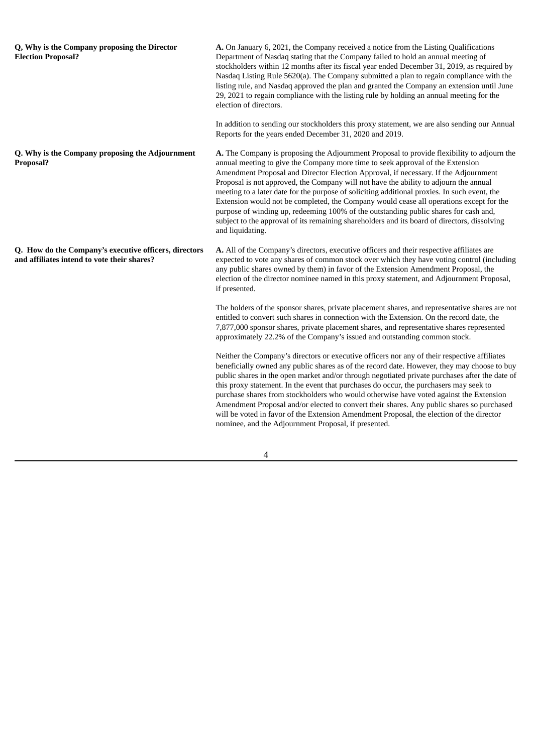**Q, Why is the Company proposing the Director Election Proposal?**

**A.** On January 6, 2021, the Company received a notice from the Listing Qualifications Department of Nasdaq stating that the Company failed to hold an annual meeting of stockholders within 12 months after its fiscal year ended December 31, 2019, as required by Nasdaq Listing Rule 5620(a). The Company submitted a plan to regain compliance with the listing rule, and Nasdaq approved the plan and granted the Company an extension until June 29, 2021 to regain compliance with the listing rule by holding an annual meeting for the election of directors.

In addition to sending our stockholders this proxy statement, we are also sending our Annual Reports for the years ended December 31, 2020 and 2019.

**Q. Why is the Company proposing the Adjournment Proposal?**

**A.** The Company is proposing the Adjournment Proposal to provide flexibility to adjourn the annual meeting to give the Company more time to seek approval of the Extension Amendment Proposal and Director Election Approval, if necessary. If the Adjournment Proposal is not approved, the Company will not have the ability to adjourn the annual meeting to a later date for the purpose of soliciting additional proxies. In such event, the Extension would not be completed, the Company would cease all operations except for the purpose of winding up, redeeming 100% of the outstanding public shares for cash and, subject to the approval of its remaining shareholders and its board of directors, dissolving and liquidating.

**Q. How do the Company's executive officers, directors and affiliates intend to vote their shares?**

**A.** All of the Company's directors, executive officers and their respective affiliates are expected to vote any shares of common stock over which they have voting control (including any public shares owned by them) in favor of the Extension Amendment Proposal, the election of the director nominee named in this proxy statement, and Adjournment Proposal, if presented.

The holders of the sponsor shares, private placement shares, and representative shares are not entitled to convert such shares in connection with the Extension. On the record date, the 7,877,000 sponsor shares, private placement shares, and representative shares represented approximately 22.2% of the Company's issued and outstanding common stock.

Neither the Company's directors or executive officers nor any of their respective affiliates beneficially owned any public shares as of the record date. However, they may choose to buy public shares in the open market and/or through negotiated private purchases after the date of this proxy statement. In the event that purchases do occur, the purchasers may seek to purchase shares from stockholders who would otherwise have voted against the Extension Amendment Proposal and/or elected to convert their shares. Any public shares so purchased will be voted in favor of the Extension Amendment Proposal, the election of the director nominee, and the Adjournment Proposal, if presented.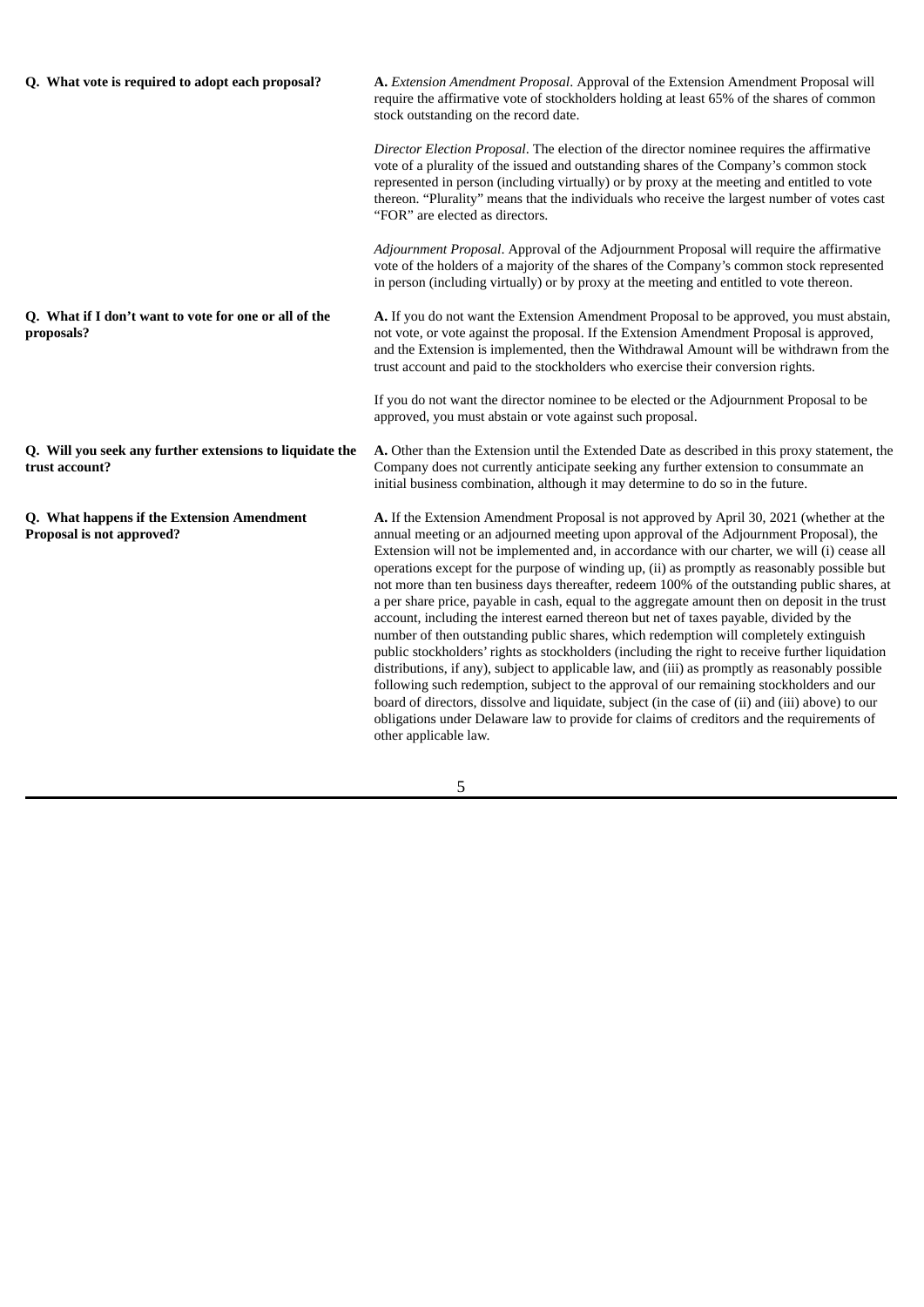**Q. What vote is required to adopt each proposal?**

**A.** *Extension Amendment Proposal*. Approval of the Extension Amendment Proposal will require the affirmative vote of stockholders holding at least 65% of the shares of common stock outstanding on the record date.

*Director Election Proposal*. The election of the director nominee requires the affirmative vote of a plurality of the issued and outstanding shares of the Company's common stock represented in person (including virtually) or by proxy at the meeting and entitled to vote thereon. "Plurality" means that the individuals who receive the largest number of votes cast "FOR" are elected as directors.

*Adjournment Proposal*. Approval of the Adjournment Proposal will require the affirmative vote of the holders of a majority of the shares of the Company's common stock represented in person (including virtually) or by proxy at the meeting and entitled to vote thereon.

**Q. What if I don't want to vote for one or all of the proposals?**

**A.** If you do not want the Extension Amendment Proposal to be approved, you must abstain, not vote, or vote against the proposal. If the Extension Amendment Proposal is approved, and the Extension is implemented, then the Withdrawal Amount will be withdrawn from the trust account and paid to the stockholders who exercise their conversion rights.

If you do not want the director nominee to be elected or the Adjournment Proposal to be approved, you must abstain or vote against such proposal.

**Q. Will you seek any further extensions to liquidate the trust account?**

**A.** Other than the Extension until the Extended Date as described in this proxy statement, the Company does not currently anticipate seeking any further extension to consummate an initial business combination, although it may determine to do so in the future.

**Q. What happens if the Extension Amendment Proposal is not approved?**

**A.** If the Extension Amendment Proposal is not approved by April 30, 2021 (whether at the annual meeting or an adjourned meeting upon approval of the Adjournment Proposal), the Extension will not be implemented and, in accordance with our charter, we will (i) cease all operations except for the purpose of winding up, (ii) as promptly as reasonably possible but not more than ten business days thereafter, redeem 100% of the outstanding public shares, at a per share price, payable in cash, equal to the aggregate amount then on deposit in the trust account, including the interest earned thereon but net of taxes payable, divided by the number of then outstanding public shares, which redemption will completely extinguish public stockholders' rights as stockholders (including the right to receive further liquidation distributions, if any), subject to applicable law, and (iii) as promptly as reasonably possible following such redemption, subject to the approval of our remaining stockholders and our board of directors, dissolve and liquidate, subject (in the case of (ii) and (iii) above) to our obligations under Delaware law to provide for claims of creditors and the requirements of other applicable law.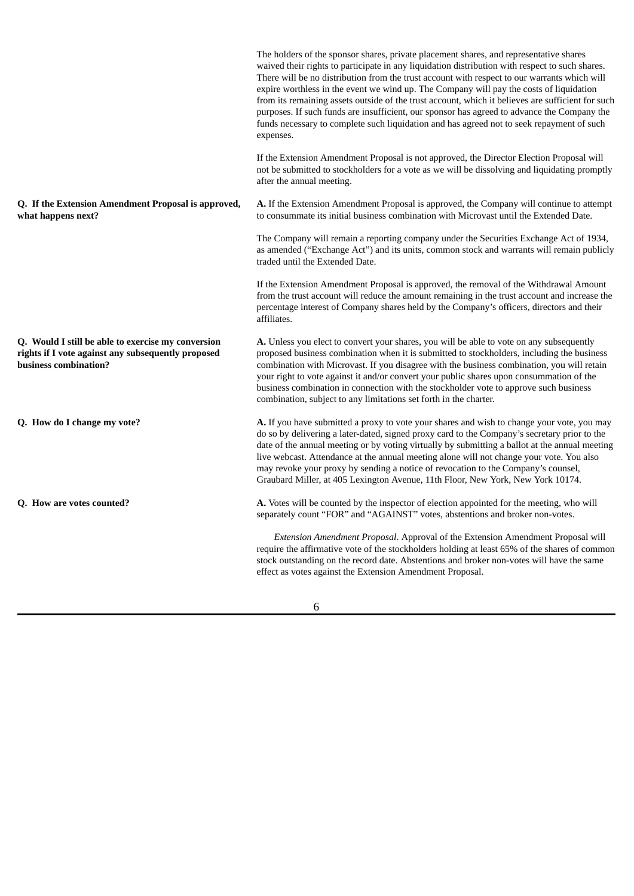The holders of the sponsor shares, private placement shares, and representative shares waived their rights to participate in any liquidation distribution with respect to such shares. There will be no distribution from the trust account with respect to our warrants which will expire worthless in the event we wind up. The Company will pay the costs of liquidation from its remaining assets outside of the trust account, which it believes are sufficient for such purposes. If such funds are insufficient, our sponsor has agreed to advance the Company the funds necessary to complete such liquidation and has agreed not to seek repayment of such expenses.

If the Extension Amendment Proposal is not approved, the Director Election Proposal will not be submitted to stockholders for a vote as we will be dissolving and liquidating promptly after the annual meeting.

**Q. If the Extension Amendment Proposal is approved, what happens next?**

**A.** If the Extension Amendment Proposal is approved, the Company will continue to attempt to consummate its initial business combination with Microvast until the Extended Date.

The Company will remain a reporting company under the Securities Exchange Act of 1934, as amended ("Exchange Act") and its units, common stock and warrants will remain publicly traded until the Extended Date.

If the Extension Amendment Proposal is approved, the removal of the Withdrawal Amount from the trust account will reduce the amount remaining in the trust account and increase the percentage interest of Company shares held by the Company's officers, directors and their affiliates.

**Q. Would I still be able to exercise my conversion rights if I vote against any subsequently proposed business combination?**

**A.** Unless you elect to convert your shares, you will be able to vote on any subsequently proposed business combination when it is submitted to stockholders, including the business combination with Microvast. If you disagree with the business combination, you will retain your right to vote against it and/or convert your public shares upon consummation of the business combination in connection with the stockholder vote to approve such business combination, subject to any limitations set forth in the charter.

**Q. How do I change my vote?**

**A.** If you have submitted a proxy to vote your shares and wish to change your vote, you may do so by delivering a later-dated, signed proxy card to the Company's secretary prior to the date of the annual meeting or by voting virtually by submitting a ballot at the annual meeting live webcast. Attendance at the annual meeting alone will not change your vote. You also may revoke your proxy by sending a notice of revocation to the Company's counsel, Graubard Miller, at 405 Lexington Avenue, 11th Floor, New York, New York 10174.

**Q. How are votes counted?**

**A.** Votes will be counted by the inspector of election appointed for the meeting, who will separately count "FOR" and "AGAINST" votes, abstentions and broker non-votes.

*Extension Amendment Proposal*. Approval of the Extension Amendment Proposal will require the affirmative vote of the stockholders holding at least 65% of the shares of common stock outstanding on the record date. Abstentions and broker non-votes will have the same effect as votes against the Extension Amendment Proposal.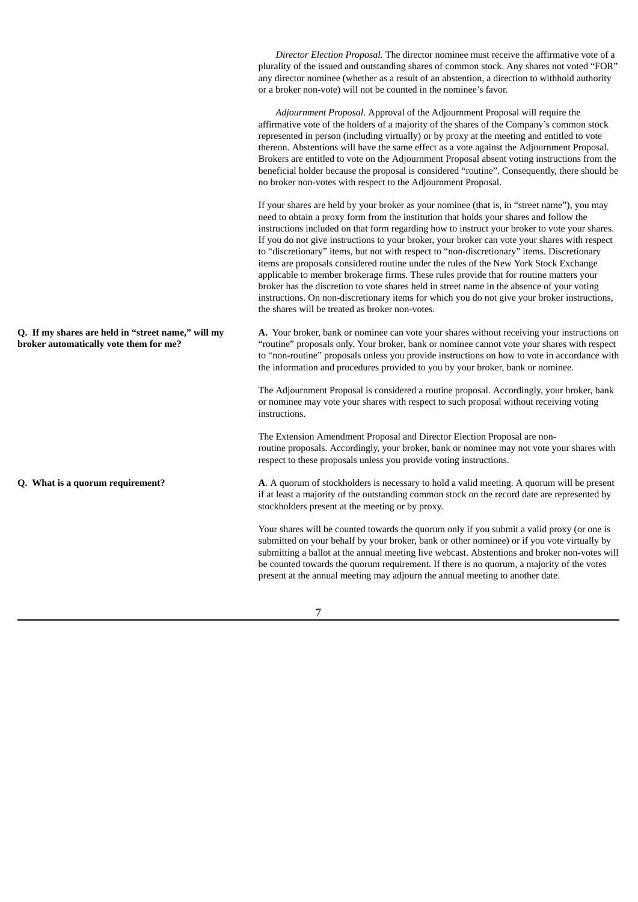*Director Election Proposal.* The director nominee must receive the affirmative vote of a plurality of the issued and outstanding shares of common stock. Any shares not voted "FOR" any director nominee (whether as a result of an abstention, a direction to withhold authority or a broker non-vote) will not be counted in the nominee's favor.

*Adjournment Proposal*. Approval of the Adjournment Proposal will require the affirmative vote of the holders of a majority of the shares of the Company's common stock represented in person (including virtually) or by proxy at the meeting and entitled to vote thereon. Abstentions will have the same effect as a vote against the Adjournment Proposal. Brokers are entitled to vote on the Adjournment Proposal absent voting instructions from the beneficial holder because the proposal is considered "routine". Consequently, there should be no broker non-votes with respect to the Adjournment Proposal.

If your shares are held by your broker as your nominee (that is, in "street name"), you may need to obtain a proxy form from the institution that holds your shares and follow the instructions included on that form regarding how to instruct your broker to vote your shares. If you do not give instructions to your broker, your broker can vote your shares with respect to "discretionary" items, but not with respect to "non-discretionary" items. Discretionary items are proposals considered routine under the rules of the New York Stock Exchange applicable to member brokerage firms. These rules provide that for routine matters your broker has the discretion to vote shares held in street name in the absence of your voting instructions. On non-discretionary items for which you do not give your broker instructions, the shares will be treated as broker non-votes.

**Q. If my shares are held in "street name," will my broker automatically vote them for me?**

**A.** Your broker, bank or nominee can vote your shares without receiving your instructions on "routine" proposals only. Your broker, bank or nominee cannot vote your shares with respect to "non-routine" proposals unless you provide instructions on how to vote in accordance with the information and procedures provided to you by your broker, bank or nominee.

The Adjournment Proposal is considered a routine proposal. Accordingly, your broker, bank or nominee may vote your shares with respect to such proposal without receiving voting instructions.

The Extension Amendment Proposal and Director Election Proposal are non-routine proposals. Accordingly, your broker, bank or nominee may not vote your shares with respect to these proposals unless you provide voting instructions.

**Q. What is a quorum requirement?**

**A**. A quorum of stockholders is necessary to hold a valid meeting. A quorum will be present if at least a majority of the outstanding common stock on the record date are represented by stockholders present at the meeting or by proxy.

Your shares will be counted towards the quorum only if you submit a valid proxy (or one is submitted on your behalf by your broker, bank or other nominee) or if you vote virtually by submitting a ballot at the annual meeting live webcast. Abstentions and broker non-votes will be counted towards the quorum requirement. If there is no quorum, a majority of the votes present at the annual meeting may adjourn the annual meeting to another date.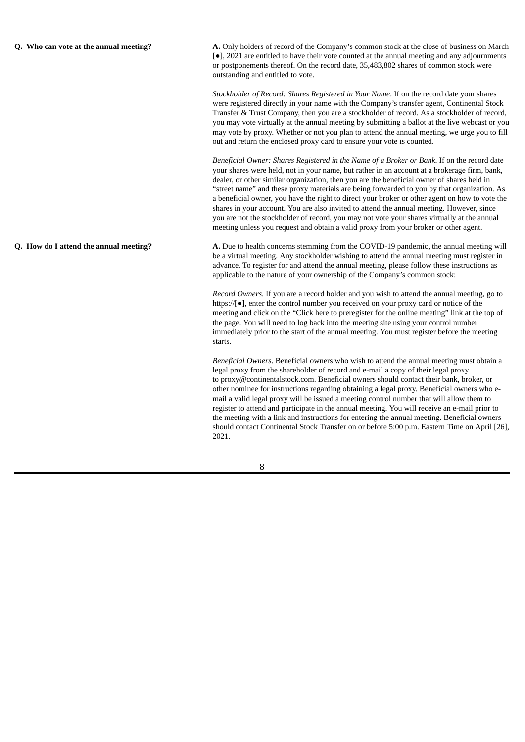**Q. Who can vote at the annual meeting?**

**A.** Only holders of record of the Company's common stock at the close of business on March [●], 2021 are entitled to have their vote counted at the annual meeting and any adjournments or postponements thereof. On the record date, 35,483,802 shares of common stock were outstanding and entitled to vote.

*Stockholder of Record: Shares Registered in Your Name*. If on the record date your shares were registered directly in your name with the Company's transfer agent, Continental Stock Transfer & Trust Company, then you are a stockholder of record. As a stockholder of record, you may vote virtually at the annual meeting by submitting a ballot at the live webcast or you may vote by proxy. Whether or not you plan to attend the annual meeting, we urge you to fill out and return the enclosed proxy card to ensure your vote is counted.

*Beneficial Owner: Shares Registered in the Name of a Broker or Bank*. If on the record date your shares were held, not in your name, but rather in an account at a brokerage firm, bank, dealer, or other similar organization, then you are the beneficial owner of shares held in "street name" and these proxy materials are being forwarded to you by that organization. As a beneficial owner, you have the right to direct your broker or other agent on how to vote the shares in your account. You are also invited to attend the annual meeting. However, since you are not the stockholder of record, you may not vote your shares virtually at the annual meeting unless you request and obtain a valid proxy from your broker or other agent.

**Q. How do I attend the annual meeting?**

**A.** Due to health concerns stemming from the COVID-19 pandemic, the annual meeting will be a virtual meeting. Any stockholder wishing to attend the annual meeting must register in advance. To register for and attend the annual meeting, please follow these instructions as applicable to the nature of your ownership of the Company's common stock:

*Record Owners*. If you are a record holder and you wish to attend the annual meeting, go to https://[●], enter the control number you received on your proxy card or notice of the meeting and click on the "Click here to preregister for the online meeting" link at the top of the page. You will need to log back into the meeting site using your control number immediately prior to the start of the annual meeting. You must register before the meeting starts.

*Beneficial Owners*. Beneficial owners who wish to attend the annual meeting must obtain a legal proxy from the shareholder of record and e-mail a copy of their legal proxy to proxy@continentalstock.com. Beneficial owners should contact their bank, broker, or other nominee for instructions regarding obtaining a legal proxy. Beneficial owners who e-mail a valid legal proxy will be issued a meeting control number that will allow them to register to attend and participate in the annual meeting. You will receive an e-mail prior to the meeting with a link and instructions for entering the annual meeting. Beneficial owners should contact Continental Stock Transfer on or before 5:00 p.m. Eastern Time on April [26], 2021.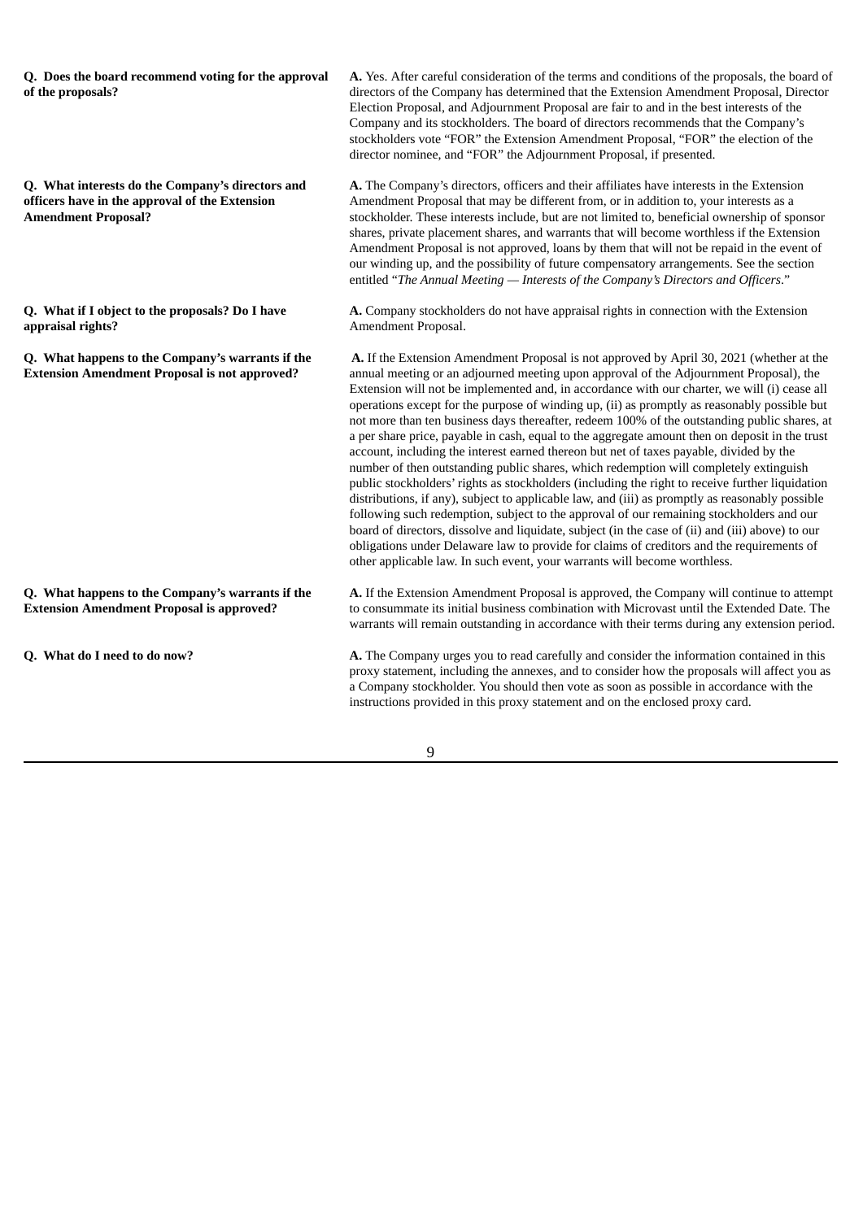**Q. Does the board recommend voting for the approval of the proposals?**

**A.** Yes. After careful consideration of the terms and conditions of the proposals, the board of directors of the Company has determined that the Extension Amendment Proposal, Director Election Proposal, and Adjournment Proposal are fair to and in the best interests of the Company and its stockholders. The board of directors recommends that the Company's stockholders vote "FOR" the Extension Amendment Proposal, "FOR" the election of the director nominee, and "FOR" the Adjournment Proposal, if presented.

**Q. What interests do the Company's directors and officers have in the approval of the Extension Amendment Proposal?**

**A.** The Company's directors, officers and their affiliates have interests in the Extension Amendment Proposal that may be different from, or in addition to, your interests as a stockholder. These interests include, but are not limited to, beneficial ownership of sponsor shares, private placement shares, and warrants that will become worthless if the Extension Amendment Proposal is not approved, loans by them that will not be repaid in the event of our winding up, and the possibility of future compensatory arrangements. See the section entitled "*The Annual Meeting — Interests of the Company's Directors and Officers*."

**Q. What if I object to the proposals? Do I have appraisal rights?**

**A.** Company stockholders do not have appraisal rights in connection with the Extension Amendment Proposal.

**Q. What happens to the Company's warrants if the Extension Amendment Proposal is not approved?**

**A.** If the Extension Amendment Proposal is not approved by April 30, 2021 (whether at the annual meeting or an adjourned meeting upon approval of the Adjournment Proposal), the Extension will not be implemented and, in accordance with our charter, we will (i) cease all operations except for the purpose of winding up, (ii) as promptly as reasonably possible but not more than ten business days thereafter, redeem 100% of the outstanding public shares, at a per share price, payable in cash, equal to the aggregate amount then on deposit in the trust account, including the interest earned thereon but net of taxes payable, divided by the number of then outstanding public shares, which redemption will completely extinguish public stockholders' rights as stockholders (including the right to receive further liquidation distributions, if any), subject to applicable law, and (iii) as promptly as reasonably possible following such redemption, subject to the approval of our remaining stockholders and our board of directors, dissolve and liquidate, subject (in the case of (ii) and (iii) above) to our obligations under Delaware law to provide for claims of creditors and the requirements of other applicable law. In such event, your warrants will become worthless.

**Q. What happens to the Company's warrants if the Extension Amendment Proposal is approved?**

**A.** If the Extension Amendment Proposal is approved, the Company will continue to attempt to consummate its initial business combination with Microvast until the Extended Date. The warrants will remain outstanding in accordance with their terms during any extension period.

**Q. What do I need to do now?**

**A.** The Company urges you to read carefully and consider the information contained in this proxy statement, including the annexes, and to consider how the proposals will affect you as a Company stockholder. You should then vote as soon as possible in accordance with the instructions provided in this proxy statement and on the enclosed proxy card.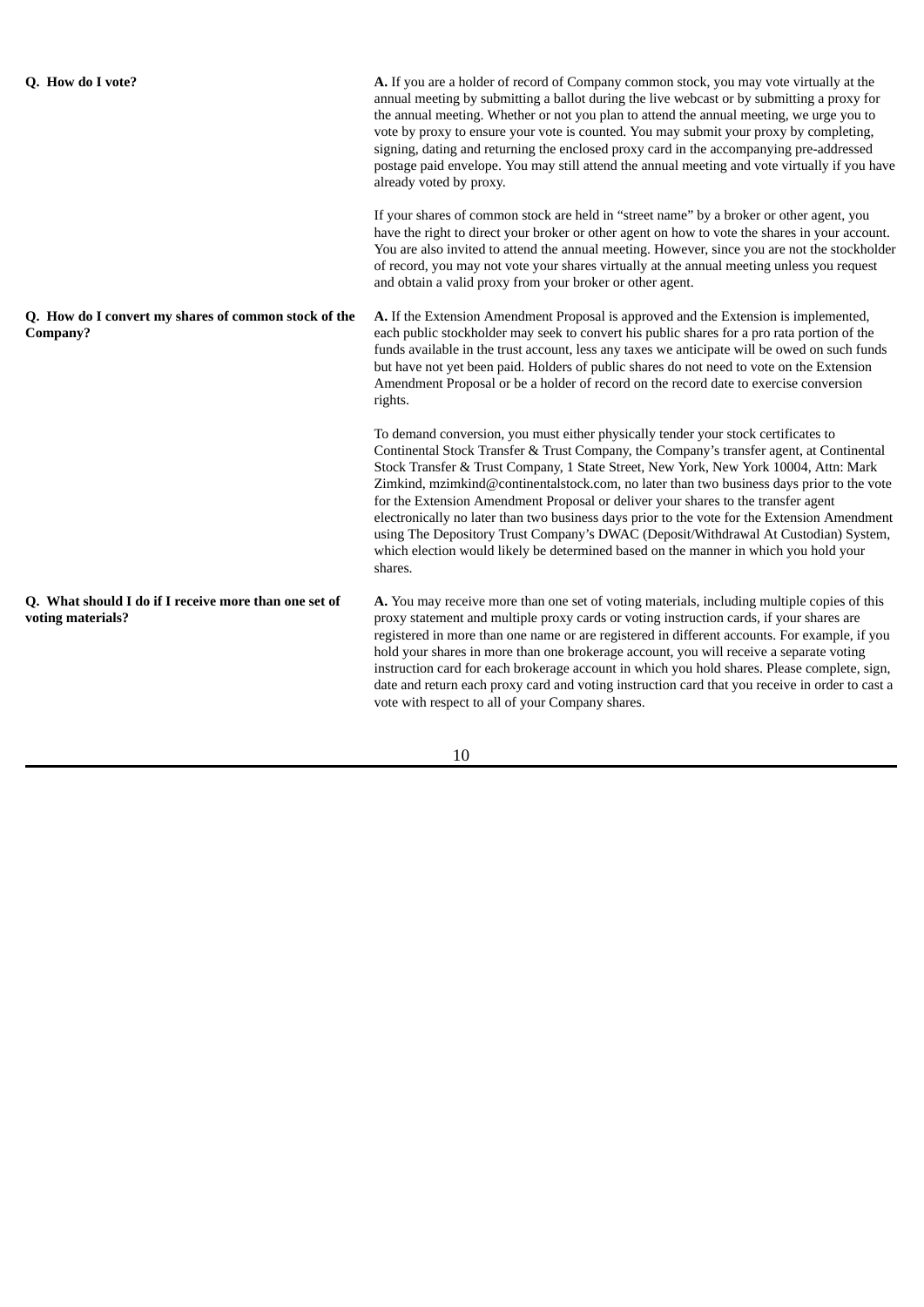**Q. How do I vote?**

**A.** If you are a holder of record of Company common stock, you may vote virtually at the annual meeting by submitting a ballot during the live webcast or by submitting a proxy for the annual meeting. Whether or not you plan to attend the annual meeting, we urge you to vote by proxy to ensure your vote is counted. You may submit your proxy by completing, signing, dating and returning the enclosed proxy card in the accompanying pre-addressed postage paid envelope. You may still attend the annual meeting and vote virtually if you have already voted by proxy.

If your shares of common stock are held in "street name" by a broker or other agent, you have the right to direct your broker or other agent on how to vote the shares in your account. You are also invited to attend the annual meeting. However, since you are not the stockholder of record, you may not vote your shares virtually at the annual meeting unless you request and obtain a valid proxy from your broker or other agent.

**Q. How do I convert my shares of common stock of the Company?**

**A.** If the Extension Amendment Proposal is approved and the Extension is implemented, each public stockholder may seek to convert his public shares for a pro rata portion of the funds available in the trust account, less any taxes we anticipate will be owed on such funds but have not yet been paid. Holders of public shares do not need to vote on the Extension Amendment Proposal or be a holder of record on the record date to exercise conversion rights.

To demand conversion, you must either physically tender your stock certificates to Continental Stock Transfer & Trust Company, the Company's transfer agent, at Continental Stock Transfer & Trust Company, 1 State Street, New York, New York 10004, Attn: Mark Zimkind, mzimkind@continentalstock.com, no later than two business days prior to the vote for the Extension Amendment Proposal or deliver your shares to the transfer agent electronically no later than two business days prior to the vote for the Extension Amendment using The Depository Trust Company's DWAC (Deposit/Withdrawal At Custodian) System, which election would likely be determined based on the manner in which you hold your shares.

**Q. What should I do if I receive more than one set of voting materials?**

**A.** You may receive more than one set of voting materials, including multiple copies of this proxy statement and multiple proxy cards or voting instruction cards, if your shares are registered in more than one name or are registered in different accounts. For example, if you hold your shares in more than one brokerage account, you will receive a separate voting instruction card for each brokerage account in which you hold shares. Please complete, sign, date and return each proxy card and voting instruction card that you receive in order to cast a vote with respect to all of your Company shares.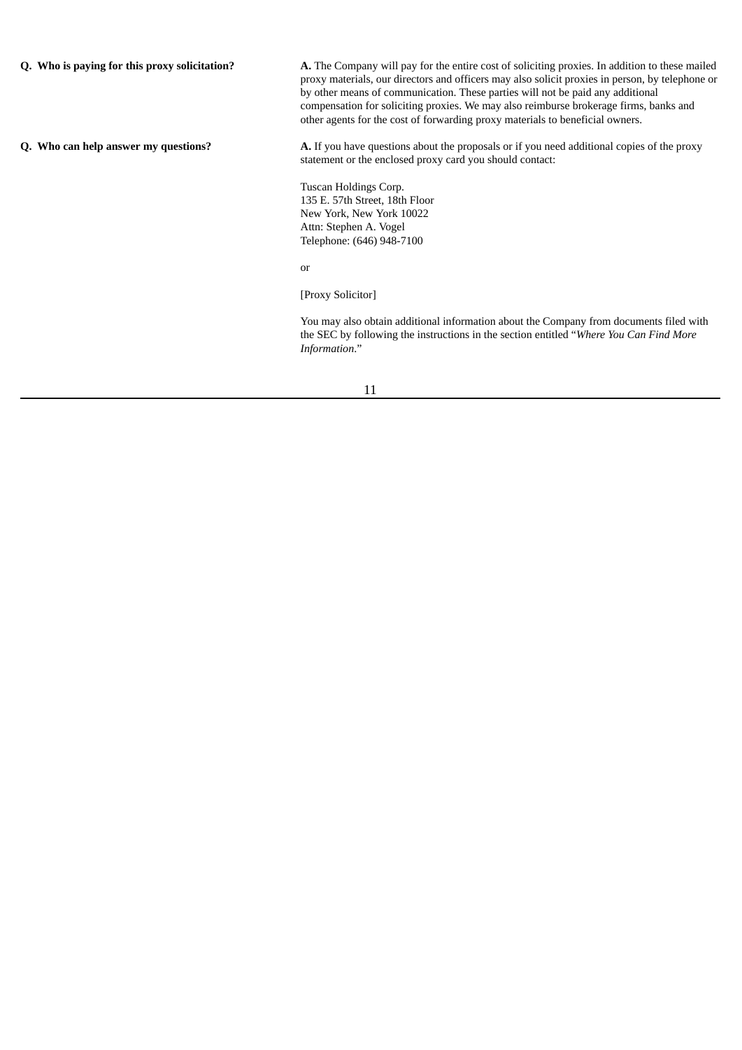**Q. Who is paying for this proxy solicitation?**

**A.** The Company will pay for the entire cost of soliciting proxies. In addition to these mailed proxy materials, our directors and officers may also solicit proxies in person, by telephone or by other means of communication. These parties will not be paid any additional compensation for soliciting proxies. We may also reimburse brokerage firms, banks and other agents for the cost of forwarding proxy materials to beneficial owners.

**Q. Who can help answer my questions?**

**A.** If you have questions about the proposals or if you need additional copies of the proxy statement or the enclosed proxy card you should contact:

Tuscan Holdings Corp.
135 E. 57th Street, 18th Floor
New York, New York 10022
Attn: Stephen A. Vogel
Telephone: (646) 948-7100

or

[Proxy Solicitor]

You may also obtain additional information about the Company from documents filed with the SEC by following the instructions in the section entitled "*Where You Can Find More Information*."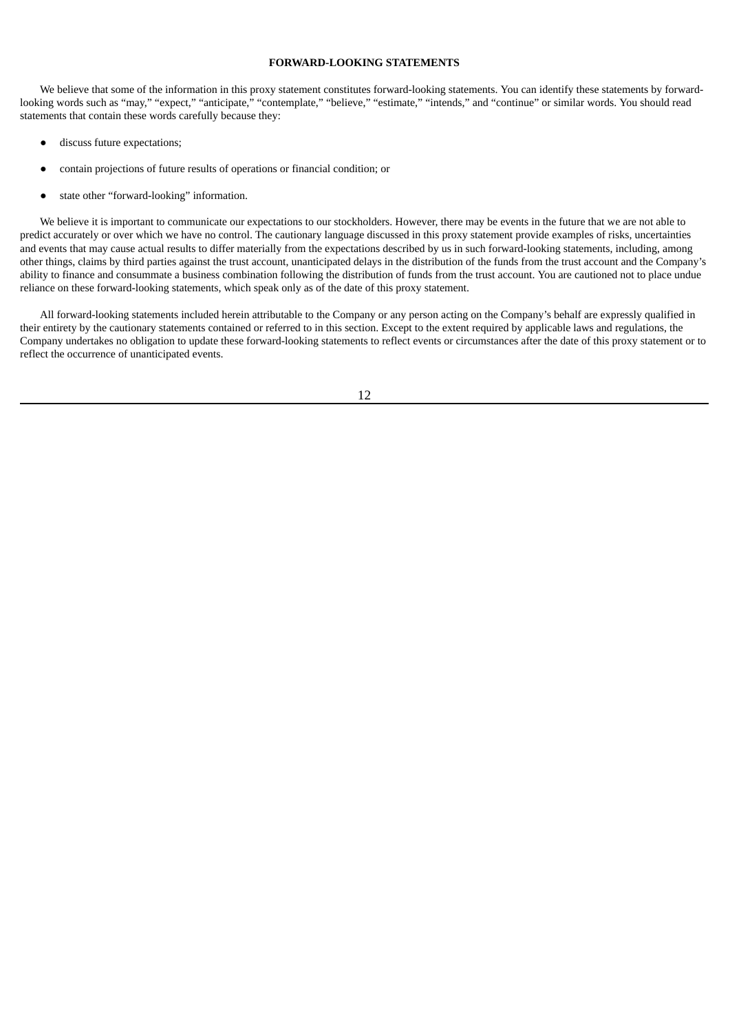## FORWARD-LOOKING STATEMENTS

We believe that some of the information in this proxy statement constitutes forward-looking statements. You can identify these statements by forward-looking words such as "may," "expect," "anticipate," "contemplate," "believe," "estimate," "intends," and "continue" or similar words. You should read statements that contain these words carefully because they:

- discuss future expectations;
- contain projections of future results of operations or financial condition; or
- state other "forward-looking" information.

We believe it is important to communicate our expectations to our stockholders. However, there may be events in the future that we are not able to predict accurately or over which we have no control. The cautionary language discussed in this proxy statement provide examples of risks, uncertainties and events that may cause actual results to differ materially from the expectations described by us in such forward-looking statements, including, among other things, claims by third parties against the trust account, unanticipated delays in the distribution of the funds from the trust account and the Company's ability to finance and consummate a business combination following the distribution of funds from the trust account. You are cautioned not to place undue reliance on these forward-looking statements, which speak only as of the date of this proxy statement.

All forward-looking statements included herein attributable to the Company or any person acting on the Company's behalf are expressly qualified in their entirety by the cautionary statements contained or referred to in this section. Except to the extent required by applicable laws and regulations, the Company undertakes no obligation to update these forward-looking statements to reflect events or circumstances after the date of this proxy statement or to reflect the occurrence of unanticipated events.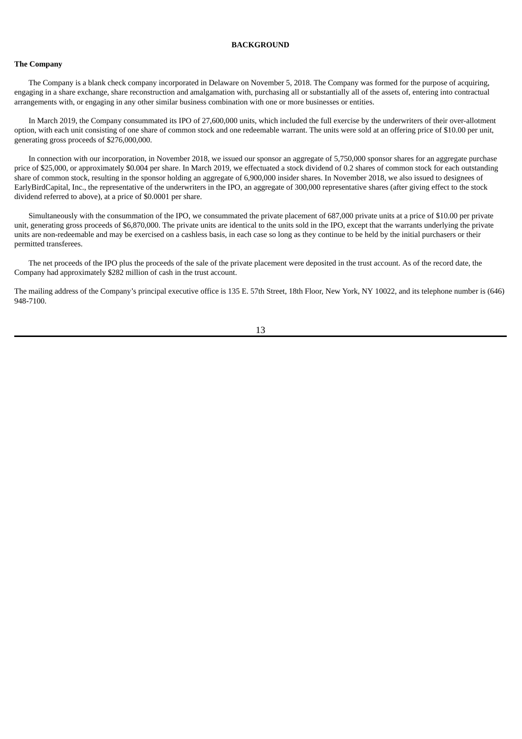## BACKGROUND

**The Company**

The Company is a blank check company incorporated in Delaware on November 5, 2018. The Company was formed for the purpose of acquiring, engaging in a share exchange, share reconstruction and amalgamation with, purchasing all or substantially all of the assets of, entering into contractual arrangements with, or engaging in any other similar business combination with one or more businesses or entities.

In March 2019, the Company consummated its IPO of 27,600,000 units, which included the full exercise by the underwriters of their over-allotment option, with each unit consisting of one share of common stock and one redeemable warrant. The units were sold at an offering price of $10.00 per unit, generating gross proceeds of $276,000,000.

In connection with our incorporation, in November 2018, we issued our sponsor an aggregate of 5,750,000 sponsor shares for an aggregate purchase price of $25,000, or approximately $0.004 per share. In March 2019, we effectuated a stock dividend of 0.2 shares of common stock for each outstanding share of common stock, resulting in the sponsor holding an aggregate of 6,900,000 insider shares. In November 2018, we also issued to designees of EarlyBirdCapital, Inc., the representative of the underwriters in the IPO, an aggregate of 300,000 representative shares (after giving effect to the stock dividend referred to above), at a price of $0.0001 per share.

Simultaneously with the consummation of the IPO, we consummated the private placement of 687,000 private units at a price of $10.00 per private unit, generating gross proceeds of $6,870,000. The private units are identical to the units sold in the IPO, except that the warrants underlying the private units are non-redeemable and may be exercised on a cashless basis, in each case so long as they continue to be held by the initial purchasers or their permitted transferees.

The net proceeds of the IPO plus the proceeds of the sale of the private placement were deposited in the trust account. As of the record date, the Company had approximately $282 million of cash in the trust account.

The mailing address of the Company's principal executive office is 135 E. 57th Street, 18th Floor, New York, NY 10022, and its telephone number is (646) 948-7100.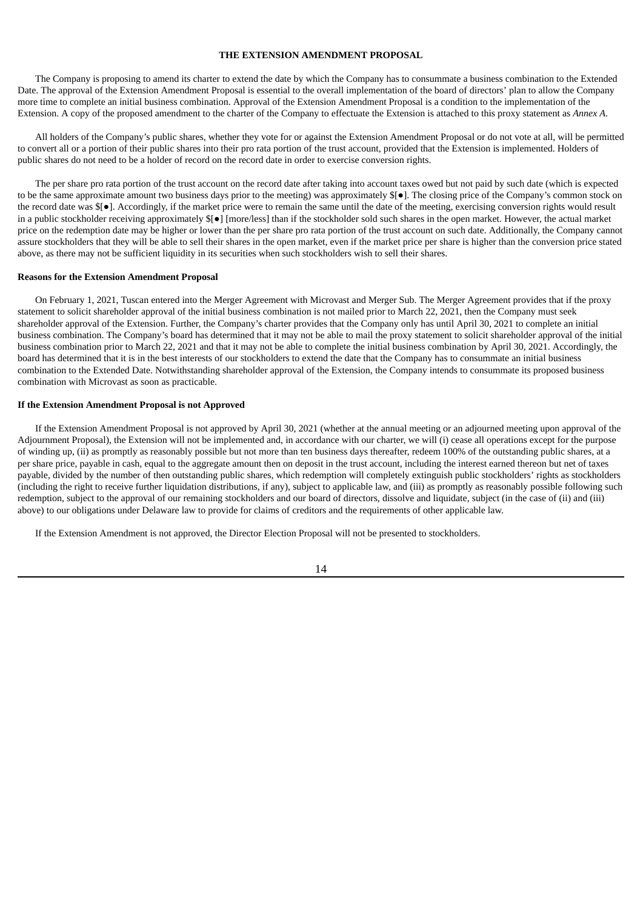## THE EXTENSION AMENDMENT PROPOSAL

The Company is proposing to amend its charter to extend the date by which the Company has to consummate a business combination to the Extended Date. The approval of the Extension Amendment Proposal is essential to the overall implementation of the board of directors' plan to allow the Company more time to complete an initial business combination. Approval of the Extension Amendment Proposal is a condition to the implementation of the Extension. A copy of the proposed amendment to the charter of the Company to effectuate the Extension is attached to this proxy statement as *Annex A*.

All holders of the Company's public shares, whether they vote for or against the Extension Amendment Proposal or do not vote at all, will be permitted to convert all or a portion of their public shares into their pro rata portion of the trust account, provided that the Extension is implemented. Holders of public shares do not need to be a holder of record on the record date in order to exercise conversion rights.

The per share pro rata portion of the trust account on the record date after taking into account taxes owed but not paid by such date (which is expected to be the same approximate amount two business days prior to the meeting) was approximately $[●]. The closing price of the Company's common stock on the record date was $[●]. Accordingly, if the market price were to remain the same until the date of the meeting, exercising conversion rights would result in a public stockholder receiving approximately $[●] [more/less] than if the stockholder sold such shares in the open market. However, the actual market price on the redemption date may be higher or lower than the per share pro rata portion of the trust account on such date. Additionally, the Company cannot assure stockholders that they will be able to sell their shares in the open market, even if the market price per share is higher than the conversion price stated above, as there may not be sufficient liquidity in its securities when such stockholders wish to sell their shares.

### Reasons for the Extension Amendment Proposal

On February 1, 2021, Tuscan entered into the Merger Agreement with Microvast and Merger Sub. The Merger Agreement provides that if the proxy statement to solicit shareholder approval of the initial business combination is not mailed prior to March 22, 2021, then the Company must seek shareholder approval of the Extension. Further, the Company's charter provides that the Company only has until April 30, 2021 to complete an initial business combination. The Company's board has determined that it may not be able to mail the proxy statement to solicit shareholder approval of the initial business combination prior to March 22, 2021 and that it may not be able to complete the initial business combination by April 30, 2021. Accordingly, the board has determined that it is in the best interests of our stockholders to extend the date that the Company has to consummate an initial business combination to the Extended Date. Notwithstanding shareholder approval of the Extension, the Company intends to consummate its proposed business combination with Microvast as soon as practicable.

### If the Extension Amendment Proposal is not Approved

If the Extension Amendment Proposal is not approved by April 30, 2021 (whether at the annual meeting or an adjourned meeting upon approval of the Adjournment Proposal), the Extension will not be implemented and, in accordance with our charter, we will (i) cease all operations except for the purpose of winding up, (ii) as promptly as reasonably possible but not more than ten business days thereafter, redeem 100% of the outstanding public shares, at a per share price, payable in cash, equal to the aggregate amount then on deposit in the trust account, including the interest earned thereon but net of taxes payable, divided by the number of then outstanding public shares, which redemption will completely extinguish public stockholders' rights as stockholders (including the right to receive further liquidation distributions, if any), subject to applicable law, and (iii) as promptly as reasonably possible following such redemption, subject to the approval of our remaining stockholders and our board of directors, dissolve and liquidate, subject (in the case of (ii) and (iii) above) to our obligations under Delaware law to provide for claims of creditors and the requirements of other applicable law.

If the Extension Amendment is not approved, the Director Election Proposal will not be presented to stockholders.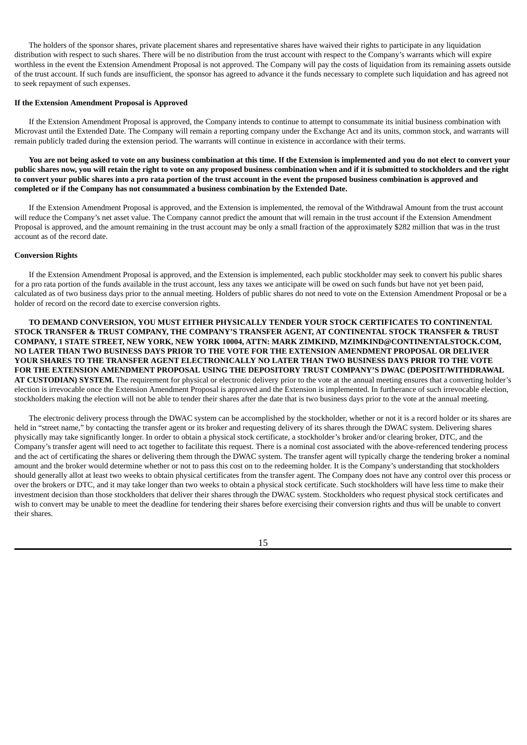The holders of the sponsor shares, private placement shares and representative shares have waived their rights to participate in any liquidation distribution with respect to such shares. There will be no distribution from the trust account with respect to the Company's warrants which will expire worthless in the event the Extension Amendment Proposal is not approved. The Company will pay the costs of liquidation from its remaining assets outside of the trust account. If such funds are insufficient, the sponsor has agreed to advance it the funds necessary to complete such liquidation and has agreed not to seek repayment of such expenses.

**If the Extension Amendment Proposal is Approved**

If the Extension Amendment Proposal is approved, the Company intends to continue to attempt to consummate its initial business combination with Microvast until the Extended Date. The Company will remain a reporting company under the Exchange Act and its units, common stock, and warrants will remain publicly traded during the extension period. The warrants will continue in existence in accordance with their terms.

**You are not being asked to vote on any business combination at this time. If the Extension is implemented and you do not elect to convert your public shares now, you will retain the right to vote on any proposed business combination when and if it is submitted to stockholders and the right to convert your public shares into a pro rata portion of the trust account in the event the proposed business combination is approved and completed or if the Company has not consummated a business combination by the Extended Date.**

If the Extension Amendment Proposal is approved, and the Extension is implemented, the removal of the Withdrawal Amount from the trust account will reduce the Company's net asset value. The Company cannot predict the amount that will remain in the trust account if the Extension Amendment Proposal is approved, and the amount remaining in the trust account may be only a small fraction of the approximately $282 million that was in the trust account as of the record date.

**Conversion Rights**

If the Extension Amendment Proposal is approved, and the Extension is implemented, each public stockholder may seek to convert his public shares for a pro rata portion of the funds available in the trust account, less any taxes we anticipate will be owed on such funds but have not yet been paid, calculated as of two business days prior to the annual meeting. Holders of public shares do not need to vote on the Extension Amendment Proposal or be a holder of record on the record date to exercise conversion rights.

**TO DEMAND CONVERSION, YOU MUST EITHER PHYSICALLY TENDER YOUR STOCK CERTIFICATES TO CONTINENTAL STOCK TRANSFER & TRUST COMPANY, THE COMPANY'S TRANSFER AGENT, AT CONTINENTAL STOCK TRANSFER & TRUST COMPANY, 1 STATE STREET, NEW YORK, NEW YORK 10004, ATTN: MARK ZIMKIND, MZIMKIND@CONTINENTALSTOCK.COM, NO LATER THAN TWO BUSINESS DAYS PRIOR TO THE VOTE FOR THE EXTENSION AMENDMENT PROPOSAL OR DELIVER YOUR SHARES TO THE TRANSFER AGENT ELECTRONICALLY NO LATER THAN TWO BUSINESS DAYS PRIOR TO THE VOTE FOR THE EXTENSION AMENDMENT PROPOSAL USING THE DEPOSITORY TRUST COMPANY'S DWAC (DEPOSIT/WITHDRAWAL AT CUSTODIAN) SYSTEM.** The requirement for physical or electronic delivery prior to the vote at the annual meeting ensures that a converting holder's election is irrevocable once the Extension Amendment Proposal is approved and the Extension is implemented. In furtherance of such irrevocable election, stockholders making the election will not be able to tender their shares after the date that is two business days prior to the vote at the annual meeting.

The electronic delivery process through the DWAC system can be accomplished by the stockholder, whether or not it is a record holder or its shares are held in "street name," by contacting the transfer agent or its broker and requesting delivery of its shares through the DWAC system. Delivering shares physically may take significantly longer. In order to obtain a physical stock certificate, a stockholder's broker and/or clearing broker, DTC, and the Company's transfer agent will need to act together to facilitate this request. There is a nominal cost associated with the above-referenced tendering process and the act of certificating the shares or delivering them through the DWAC system. The transfer agent will typically charge the tendering broker a nominal amount and the broker would determine whether or not to pass this cost on to the redeeming holder. It is the Company's understanding that stockholders should generally allot at least two weeks to obtain physical certificates from the transfer agent. The Company does not have any control over this process or over the brokers or DTC, and it may take longer than two weeks to obtain a physical stock certificate. Such stockholders will have less time to make their investment decision than those stockholders that deliver their shares through the DWAC system. Stockholders who request physical stock certificates and wish to convert may be unable to meet the deadline for tendering their shares before exercising their conversion rights and thus will be unable to convert their shares.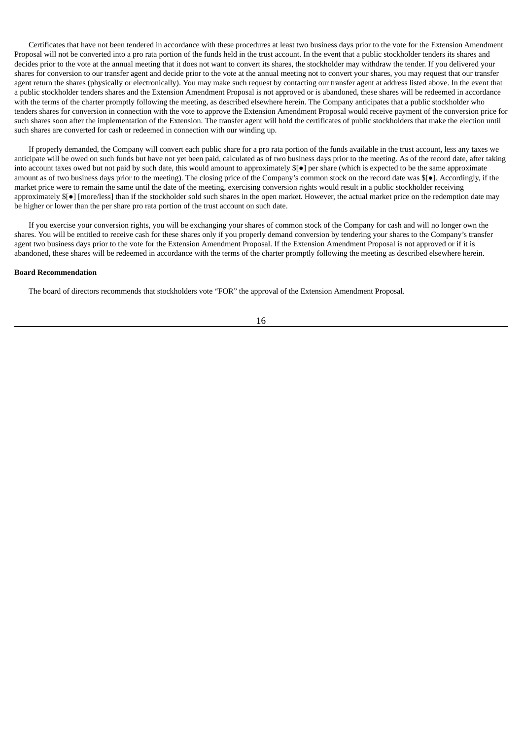Certificates that have not been tendered in accordance with these procedures at least two business days prior to the vote for the Extension Amendment Proposal will not be converted into a pro rata portion of the funds held in the trust account. In the event that a public stockholder tenders its shares and decides prior to the vote at the annual meeting that it does not want to convert its shares, the stockholder may withdraw the tender. If you delivered your shares for conversion to our transfer agent and decide prior to the vote at the annual meeting not to convert your shares, you may request that our transfer agent return the shares (physically or electronically). You may make such request by contacting our transfer agent at address listed above. In the event that a public stockholder tenders shares and the Extension Amendment Proposal is not approved or is abandoned, these shares will be redeemed in accordance with the terms of the charter promptly following the meeting, as described elsewhere herein. The Company anticipates that a public stockholder who tenders shares for conversion in connection with the vote to approve the Extension Amendment Proposal would receive payment of the conversion price for such shares soon after the implementation of the Extension. The transfer agent will hold the certificates of public stockholders that make the election until such shares are converted for cash or redeemed in connection with our winding up.

If properly demanded, the Company will convert each public share for a pro rata portion of the funds available in the trust account, less any taxes we anticipate will be owed on such funds but have not yet been paid, calculated as of two business days prior to the meeting. As of the record date, after taking into account taxes owed but not paid by such date, this would amount to approximately $[●] per share (which is expected to be the same approximate amount as of two business days prior to the meeting). The closing price of the Company's common stock on the record date was $[●]. Accordingly, if the market price were to remain the same until the date of the meeting, exercising conversion rights would result in a public stockholder receiving approximately $[●] [more/less] than if the stockholder sold such shares in the open market. However, the actual market price on the redemption date may be higher or lower than the per share pro rata portion of the trust account on such date.

If you exercise your conversion rights, you will be exchanging your shares of common stock of the Company for cash and will no longer own the shares. You will be entitled to receive cash for these shares only if you properly demand conversion by tendering your shares to the Company's transfer agent two business days prior to the vote for the Extension Amendment Proposal. If the Extension Amendment Proposal is not approved or if it is abandoned, these shares will be redeemed in accordance with the terms of the charter promptly following the meeting as described elsewhere herein.

**Board Recommendation**

The board of directors recommends that stockholders vote "FOR" the approval of the Extension Amendment Proposal.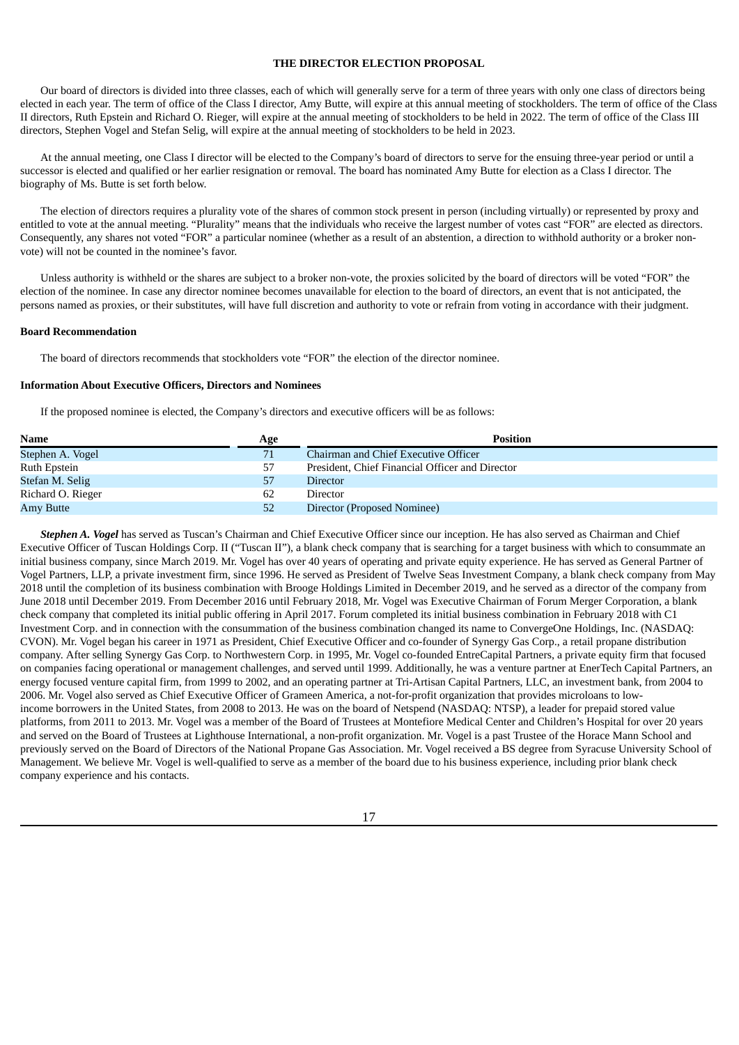# THE DIRECTOR ELECTION PROPOSAL

Our board of directors is divided into three classes, each of which will generally serve for a term of three years with only one class of directors being elected in each year. The term of office of the Class I director, Amy Butte, will expire at this annual meeting of stockholders. The term of office of the Class II directors, Ruth Epstein and Richard O. Rieger, will expire at the annual meeting of stockholders to be held in 2022. The term of office of the Class III directors, Stephen Vogel and Stefan Selig, will expire at the annual meeting of stockholders to be held in 2023.

At the annual meeting, one Class I director will be elected to the Company's board of directors to serve for the ensuing three-year period or until a successor is elected and qualified or her earlier resignation or removal. The board has nominated Amy Butte for election as a Class I director. The biography of Ms. Butte is set forth below.

The election of directors requires a plurality vote of the shares of common stock present in person (including virtually) or represented by proxy and entitled to vote at the annual meeting. "Plurality" means that the individuals who receive the largest number of votes cast "FOR" are elected as directors. Consequently, any shares not voted "FOR" a particular nominee (whether as a result of an abstention, a direction to withhold authority or a broker non-vote) will not be counted in the nominee's favor.

Unless authority is withheld or the shares are subject to a broker non-vote, the proxies solicited by the board of directors will be voted "FOR" the election of the nominee. In case any director nominee becomes unavailable for election to the board of directors, an event that is not anticipated, the persons named as proxies, or their substitutes, will have full discretion and authority to vote or refrain from voting in accordance with their judgment.

**Board Recommendation**

The board of directors recommends that stockholders vote "FOR" the election of the director nominee.

**Information About Executive Officers, Directors and Nominees**

If the proposed nominee is elected, the Company's directors and executive officers will be as follows:

| Name | Age | Position |
|---|---|---|
| Stephen A. Vogel | 71 | Chairman and Chief Executive Officer |
| Ruth Epstein | 57 | President, Chief Financial Officer and Director |
| Stefan M. Selig | 57 | Director |
| Richard O. Rieger | 62 | Director |
| Amy Butte | 52 | Director (Proposed Nominee) |

***Stephen A. Vogel*** has served as Tuscan's Chairman and Chief Executive Officer since our inception. He has also served as Chairman and Chief Executive Officer of Tuscan Holdings Corp. II ("Tuscan II"), a blank check company that is searching for a target business with which to consummate an initial business company, since March 2019. Mr. Vogel has over 40 years of operating and private equity experience. He has served as General Partner of Vogel Partners, LLP, a private investment firm, since 1996. He served as President of Twelve Seas Investment Company, a blank check company from May 2018 until the completion of its business combination with Brooge Holdings Limited in December 2019, and he served as a director of the company from June 2018 until December 2019. From December 2016 until February 2018, Mr. Vogel was Executive Chairman of Forum Merger Corporation, a blank check company that completed its initial public offering in April 2017. Forum completed its initial business combination in February 2018 with C1 Investment Corp. and in connection with the consummation of the business combination changed its name to ConvergeOne Holdings, Inc. (NASDAQ: CVON). Mr. Vogel began his career in 1971 as President, Chief Executive Officer and co-founder of Synergy Gas Corp., a retail propane distribution company. After selling Synergy Gas Corp. to Northwestern Corp. in 1995, Mr. Vogel co-founded EntreCapital Partners, a private equity firm that focused on companies facing operational or management challenges, and served until 1999. Additionally, he was a venture partner at EnerTech Capital Partners, an energy focused venture capital firm, from 1999 to 2002, and an operating partner at Tri-Artisan Capital Partners, LLC, an investment bank, from 2004 to 2006. Mr. Vogel also served as Chief Executive Officer of Grameen America, a not-for-profit organization that provides microloans to low-income borrowers in the United States, from 2008 to 2013. He was on the board of Netspend (NASDAQ: NTSP), a leader for prepaid stored value platforms, from 2011 to 2013. Mr. Vogel was a member of the Board of Trustees at Montefiore Medical Center and Children's Hospital for over 20 years and served on the Board of Trustees at Lighthouse International, a non-profit organization. Mr. Vogel is a past Trustee of the Horace Mann School and previously served on the Board of Directors of the National Propane Gas Association. Mr. Vogel received a BS degree from Syracuse University School of Management. We believe Mr. Vogel is well-qualified to serve as a member of the board due to his business experience, including prior blank check company experience and his contacts.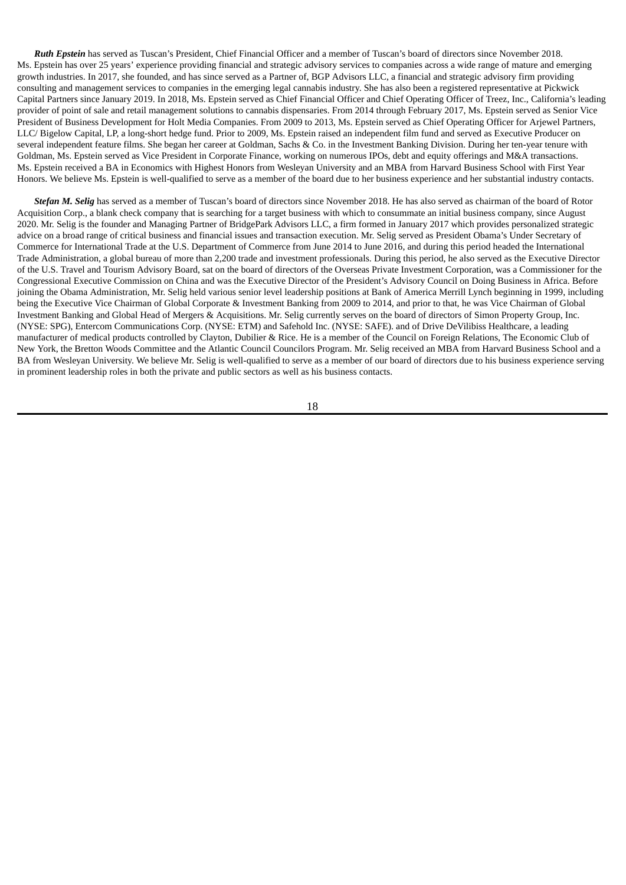***Ruth Epstein*** has served as Tuscan's President, Chief Financial Officer and a member of Tuscan's board of directors since November 2018. Ms. Epstein has over 25 years' experience providing financial and strategic advisory services to companies across a wide range of mature and emerging growth industries. In 2017, she founded, and has since served as a Partner of, BGP Advisors LLC, a financial and strategic advisory firm providing consulting and management services to companies in the emerging legal cannabis industry. She has also been a registered representative at Pickwick Capital Partners since January 2019. In 2018, Ms. Epstein served as Chief Financial Officer and Chief Operating Officer of Treez, Inc., California's leading provider of point of sale and retail management solutions to cannabis dispensaries. From 2014 through February 2017, Ms. Epstein served as Senior Vice President of Business Development for Holt Media Companies. From 2009 to 2013, Ms. Epstein served as Chief Operating Officer for Arjewel Partners, LLC/ Bigelow Capital, LP, a long-short hedge fund. Prior to 2009, Ms. Epstein raised an independent film fund and served as Executive Producer on several independent feature films. She began her career at Goldman, Sachs & Co. in the Investment Banking Division. During her ten-year tenure with Goldman, Ms. Epstein served as Vice President in Corporate Finance, working on numerous IPOs, debt and equity offerings and M&A transactions. Ms. Epstein received a BA in Economics with Highest Honors from Wesleyan University and an MBA from Harvard Business School with First Year Honors. We believe Ms. Epstein is well-qualified to serve as a member of the board due to her business experience and her substantial industry contacts.

***Stefan M. Selig*** has served as a member of Tuscan's board of directors since November 2018. He has also served as chairman of the board of Rotor Acquisition Corp., a blank check company that is searching for a target business with which to consummate an initial business company, since August 2020. Mr. Selig is the founder and Managing Partner of BridgePark Advisors LLC, a firm formed in January 2017 which provides personalized strategic advice on a broad range of critical business and financial issues and transaction execution. Mr. Selig served as President Obama's Under Secretary of Commerce for International Trade at the U.S. Department of Commerce from June 2014 to June 2016, and during this period headed the International Trade Administration, a global bureau of more than 2,200 trade and investment professionals. During this period, he also served as the Executive Director of the U.S. Travel and Tourism Advisory Board, sat on the board of directors of the Overseas Private Investment Corporation, was a Commissioner for the Congressional Executive Commission on China and was the Executive Director of the President's Advisory Council on Doing Business in Africa. Before joining the Obama Administration, Mr. Selig held various senior level leadership positions at Bank of America Merrill Lynch beginning in 1999, including being the Executive Vice Chairman of Global Corporate & Investment Banking from 2009 to 2014, and prior to that, he was Vice Chairman of Global Investment Banking and Global Head of Mergers & Acquisitions. Mr. Selig currently serves on the board of directors of Simon Property Group, Inc. (NYSE: SPG), Entercom Communications Corp. (NYSE: ETM) and Safehold Inc. (NYSE: SAFE). and of Drive DeVilibiss Healthcare, a leading manufacturer of medical products controlled by Clayton, Dubilier & Rice. He is a member of the Council on Foreign Relations, The Economic Club of New York, the Bretton Woods Committee and the Atlantic Council Councilors Program. Mr. Selig received an MBA from Harvard Business School and a BA from Wesleyan University. We believe Mr. Selig is well-qualified to serve as a member of our board of directors due to his business experience serving in prominent leadership roles in both the private and public sectors as well as his business contacts.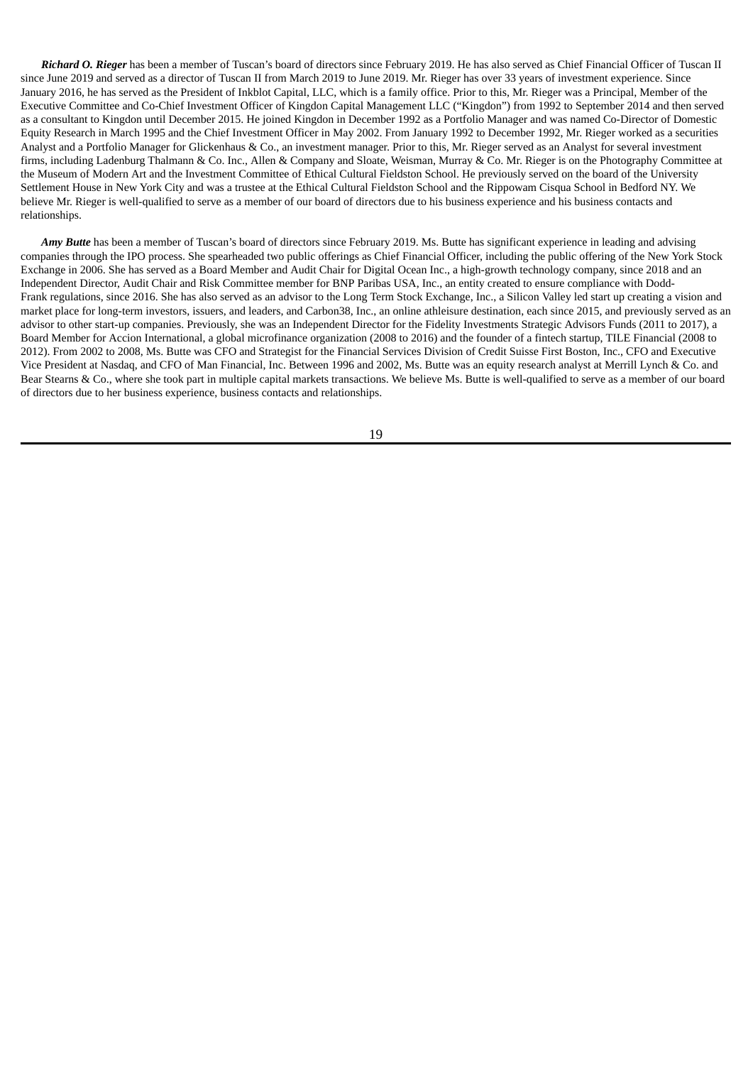***Richard O. Rieger*** has been a member of Tuscan's board of directors since February 2019. He has also served as Chief Financial Officer of Tuscan II since June 2019 and served as a director of Tuscan II from March 2019 to June 2019. Mr. Rieger has over 33 years of investment experience. Since January 2016, he has served as the President of Inkblot Capital, LLC, which is a family office. Prior to this, Mr. Rieger was a Principal, Member of the Executive Committee and Co-Chief Investment Officer of Kingdon Capital Management LLC ("Kingdon") from 1992 to September 2014 and then served as a consultant to Kingdon until December 2015. He joined Kingdon in December 1992 as a Portfolio Manager and was named Co-Director of Domestic Equity Research in March 1995 and the Chief Investment Officer in May 2002. From January 1992 to December 1992, Mr. Rieger worked as a securities Analyst and a Portfolio Manager for Glickenhaus & Co., an investment manager. Prior to this, Mr. Rieger served as an Analyst for several investment firms, including Ladenburg Thalmann & Co. Inc., Allen & Company and Sloate, Weisman, Murray & Co. Mr. Rieger is on the Photography Committee at the Museum of Modern Art and the Investment Committee of Ethical Cultural Fieldston School. He previously served on the board of the University Settlement House in New York City and was a trustee at the Ethical Cultural Fieldston School and the Rippowam Cisqua School in Bedford NY. We believe Mr. Rieger is well-qualified to serve as a member of our board of directors due to his business experience and his business contacts and relationships.

***Amy Butte*** has been a member of Tuscan's board of directors since February 2019. Ms. Butte has significant experience in leading and advising companies through the IPO process. She spearheaded two public offerings as Chief Financial Officer, including the public offering of the New York Stock Exchange in 2006. She has served as a Board Member and Audit Chair for Digital Ocean Inc., a high-growth technology company, since 2018 and an Independent Director, Audit Chair and Risk Committee member for BNP Paribas USA, Inc., an entity created to ensure compliance with Dodd-Frank regulations, since 2016. She has also served as an advisor to the Long Term Stock Exchange, Inc., a Silicon Valley led start up creating a vision and market place for long-term investors, issuers, and leaders, and Carbon38, Inc., an online athleisure destination, each since 2015, and previously served as an advisor to other start-up companies. Previously, she was an Independent Director for the Fidelity Investments Strategic Advisors Funds (2011 to 2017), a Board Member for Accion International, a global microfinance organization (2008 to 2016) and the founder of a fintech startup, TILE Financial (2008 to 2012). From 2002 to 2008, Ms. Butte was CFO and Strategist for the Financial Services Division of Credit Suisse First Boston, Inc., CFO and Executive Vice President at Nasdaq, and CFO of Man Financial, Inc. Between 1996 and 2002, Ms. Butte was an equity research analyst at Merrill Lynch & Co. and Bear Stearns & Co., where she took part in multiple capital markets transactions. We believe Ms. Butte is well-qualified to serve as a member of our board of directors due to her business experience, business contacts and relationships.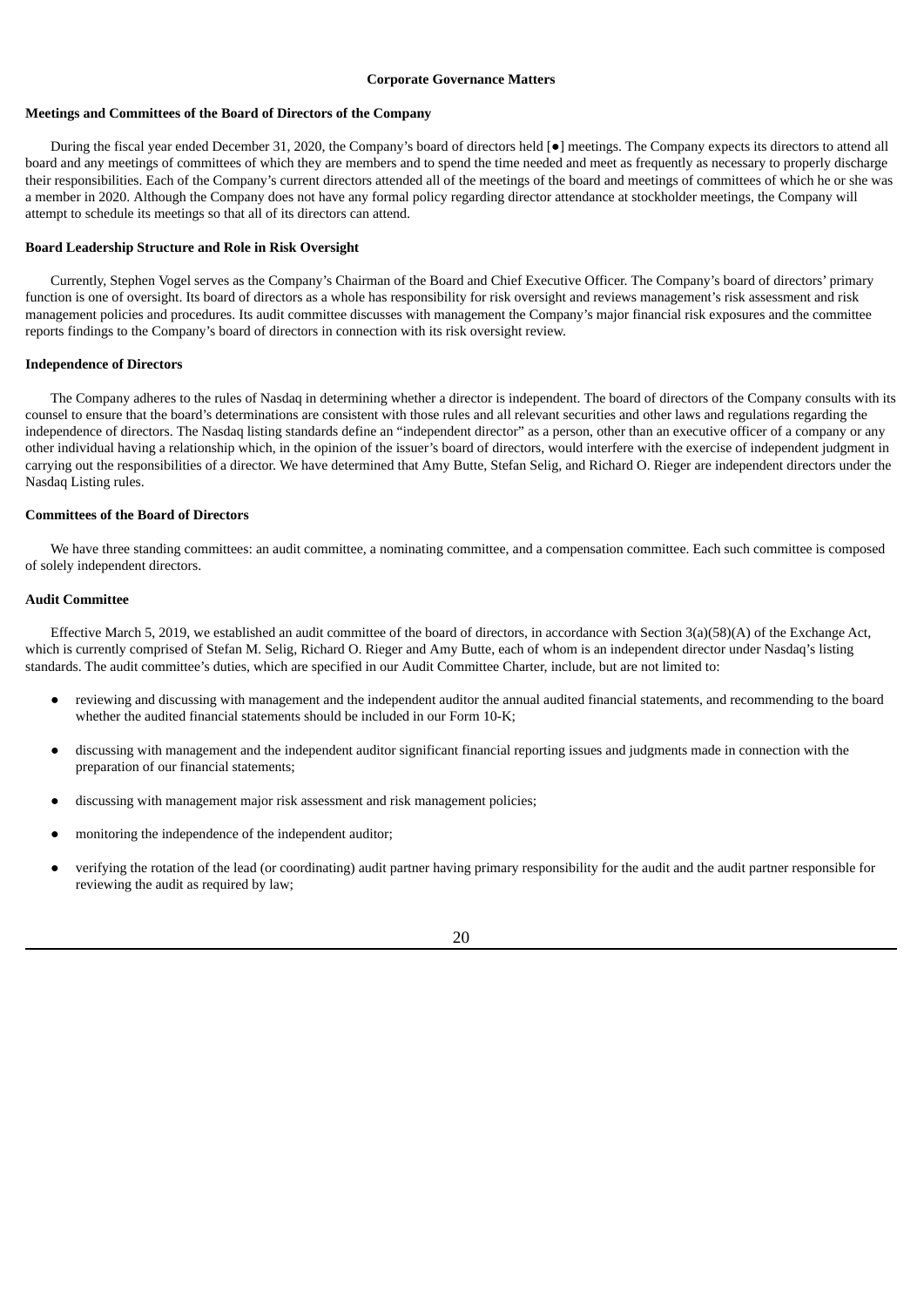## Corporate Governance Matters

### Meetings and Committees of the Board of Directors of the Company

During the fiscal year ended December 31, 2020, the Company's board of directors held [●] meetings. The Company expects its directors to attend all board and any meetings of committees of which they are members and to spend the time needed and meet as frequently as necessary to properly discharge their responsibilities. Each of the Company's current directors attended all of the meetings of the board and meetings of committees of which he or she was a member in 2020. Although the Company does not have any formal policy regarding director attendance at stockholder meetings, the Company will attempt to schedule its meetings so that all of its directors can attend.

### Board Leadership Structure and Role in Risk Oversight

Currently, Stephen Vogel serves as the Company's Chairman of the Board and Chief Executive Officer. The Company's board of directors' primary function is one of oversight. Its board of directors as a whole has responsibility for risk oversight and reviews management's risk assessment and risk management policies and procedures. Its audit committee discusses with management the Company's major financial risk exposures and the committee reports findings to the Company's board of directors in connection with its risk oversight review.

### Independence of Directors

The Company adheres to the rules of Nasdaq in determining whether a director is independent. The board of directors of the Company consults with its counsel to ensure that the board's determinations are consistent with those rules and all relevant securities and other laws and regulations regarding the independence of directors. The Nasdaq listing standards define an "independent director" as a person, other than an executive officer of a company or any other individual having a relationship which, in the opinion of the issuer's board of directors, would interfere with the exercise of independent judgment in carrying out the responsibilities of a director. We have determined that Amy Butte, Stefan Selig, and Richard O. Rieger are independent directors under the Nasdaq Listing rules.

### Committees of the Board of Directors

We have three standing committees: an audit committee, a nominating committee, and a compensation committee. Each such committee is composed of solely independent directors.

### Audit Committee

Effective March 5, 2019, we established an audit committee of the board of directors, in accordance with Section 3(a)(58)(A) of the Exchange Act, which is currently comprised of Stefan M. Selig, Richard O. Rieger and Amy Butte, each of whom is an independent director under Nasdaq's listing standards. The audit committee's duties, which are specified in our Audit Committee Charter, include, but are not limited to:

- reviewing and discussing with management and the independent auditor the annual audited financial statements, and recommending to the board whether the audited financial statements should be included in our Form 10-K;
- discussing with management and the independent auditor significant financial reporting issues and judgments made in connection with the preparation of our financial statements;
- discussing with management major risk assessment and risk management policies;
- monitoring the independence of the independent auditor;
- verifying the rotation of the lead (or coordinating) audit partner having primary responsibility for the audit and the audit partner responsible for reviewing the audit as required by law;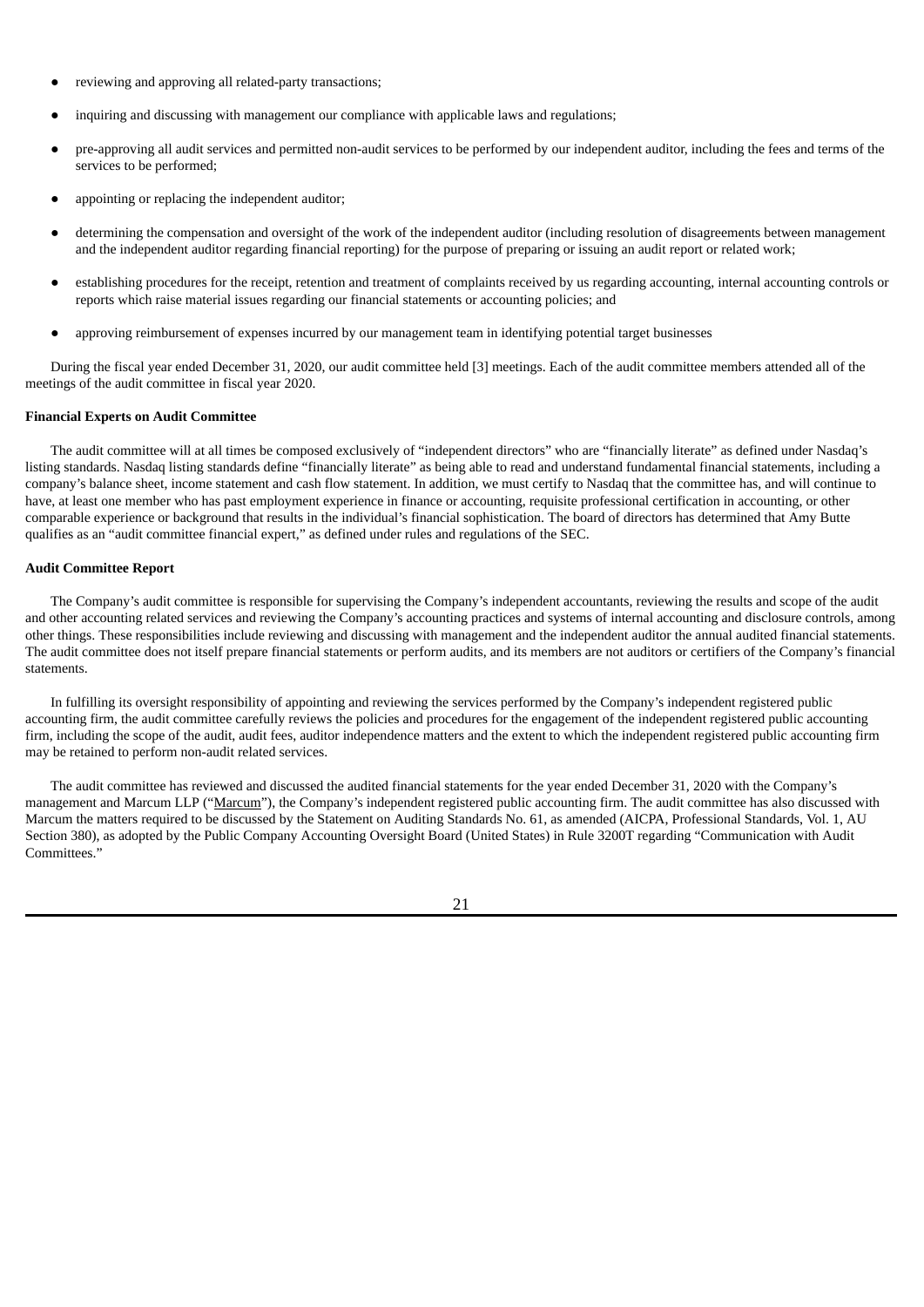- reviewing and approving all related-party transactions;
- inquiring and discussing with management our compliance with applicable laws and regulations;
- pre-approving all audit services and permitted non-audit services to be performed by our independent auditor, including the fees and terms of the services to be performed;
- appointing or replacing the independent auditor;
- determining the compensation and oversight of the work of the independent auditor (including resolution of disagreements between management and the independent auditor regarding financial reporting) for the purpose of preparing or issuing an audit report or related work;
- establishing procedures for the receipt, retention and treatment of complaints received by us regarding accounting, internal accounting controls or reports which raise material issues regarding our financial statements or accounting policies; and
- approving reimbursement of expenses incurred by our management team in identifying potential target businesses

During the fiscal year ended December 31, 2020, our audit committee held [3] meetings. Each of the audit committee members attended all of the meetings of the audit committee in fiscal year 2020.

**Financial Experts on Audit Committee**

The audit committee will at all times be composed exclusively of "independent directors" who are "financially literate" as defined under Nasdaq's listing standards. Nasdaq listing standards define "financially literate" as being able to read and understand fundamental financial statements, including a company's balance sheet, income statement and cash flow statement. In addition, we must certify to Nasdaq that the committee has, and will continue to have, at least one member who has past employment experience in finance or accounting, requisite professional certification in accounting, or other comparable experience or background that results in the individual's financial sophistication. The board of directors has determined that Amy Butte qualifies as an "audit committee financial expert," as defined under rules and regulations of the SEC.

**Audit Committee Report**

The Company's audit committee is responsible for supervising the Company's independent accountants, reviewing the results and scope of the audit and other accounting related services and reviewing the Company's accounting practices and systems of internal accounting and disclosure controls, among other things. These responsibilities include reviewing and discussing with management and the independent auditor the annual audited financial statements. The audit committee does not itself prepare financial statements or perform audits, and its members are not auditors or certifiers of the Company's financial statements.

In fulfilling its oversight responsibility of appointing and reviewing the services performed by the Company's independent registered public accounting firm, the audit committee carefully reviews the policies and procedures for the engagement of the independent registered public accounting firm, including the scope of the audit, audit fees, auditor independence matters and the extent to which the independent registered public accounting firm may be retained to perform non-audit related services.

The audit committee has reviewed and discussed the audited financial statements for the year ended December 31, 2020 with the Company's management and Marcum LLP ("Marcum"), the Company's independent registered public accounting firm. The audit committee has also discussed with Marcum the matters required to be discussed by the Statement on Auditing Standards No. 61, as amended (AICPA, Professional Standards, Vol. 1, AU Section 380), as adopted by the Public Company Accounting Oversight Board (United States) in Rule 3200T regarding "Communication with Audit Committees."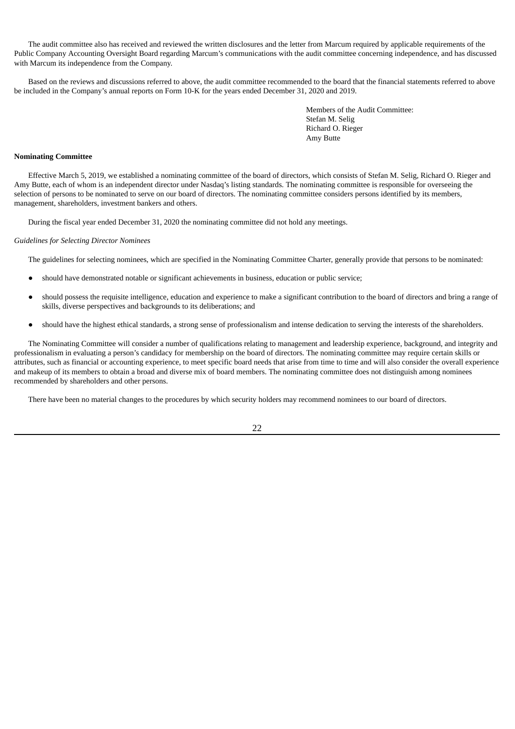The audit committee also has received and reviewed the written disclosures and the letter from Marcum required by applicable requirements of the Public Company Accounting Oversight Board regarding Marcum's communications with the audit committee concerning independence, and has discussed with Marcum its independence from the Company.

Based on the reviews and discussions referred to above, the audit committee recommended to the board that the financial statements referred to above be included in the Company's annual reports on Form 10-K for the years ended December 31, 2020 and 2019.

Members of the Audit Committee:
Stefan M. Selig
Richard O. Rieger
Amy Butte

**Nominating Committee**

Effective March 5, 2019, we established a nominating committee of the board of directors, which consists of Stefan M. Selig, Richard O. Rieger and Amy Butte, each of whom is an independent director under Nasdaq's listing standards. The nominating committee is responsible for overseeing the selection of persons to be nominated to serve on our board of directors. The nominating committee considers persons identified by its members, management, shareholders, investment bankers and others.

During the fiscal year ended December 31, 2020 the nominating committee did not hold any meetings.

*Guidelines for Selecting Director Nominees*

The guidelines for selecting nominees, which are specified in the Nominating Committee Charter, generally provide that persons to be nominated:

- should have demonstrated notable or significant achievements in business, education or public service;
- should possess the requisite intelligence, education and experience to make a significant contribution to the board of directors and bring a range of skills, diverse perspectives and backgrounds to its deliberations; and
- should have the highest ethical standards, a strong sense of professionalism and intense dedication to serving the interests of the shareholders.

The Nominating Committee will consider a number of qualifications relating to management and leadership experience, background, and integrity and professionalism in evaluating a person's candidacy for membership on the board of directors. The nominating committee may require certain skills or attributes, such as financial or accounting experience, to meet specific board needs that arise from time to time and will also consider the overall experience and makeup of its members to obtain a broad and diverse mix of board members. The nominating committee does not distinguish among nominees recommended by shareholders and other persons.

There have been no material changes to the procedures by which security holders may recommend nominees to our board of directors.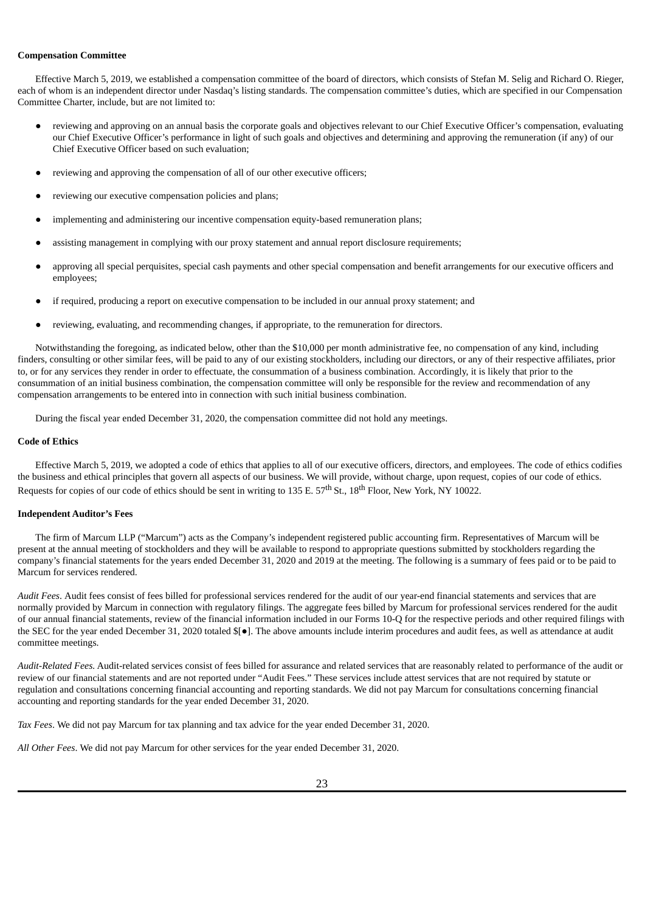**Compensation Committee**

Effective March 5, 2019, we established a compensation committee of the board of directors, which consists of Stefan M. Selig and Richard O. Rieger, each of whom is an independent director under Nasdaq's listing standards. The compensation committee's duties, which are specified in our Compensation Committee Charter, include, but are not limited to:

- reviewing and approving on an annual basis the corporate goals and objectives relevant to our Chief Executive Officer's compensation, evaluating our Chief Executive Officer's performance in light of such goals and objectives and determining and approving the remuneration (if any) of our Chief Executive Officer based on such evaluation;
- reviewing and approving the compensation of all of our other executive officers;
- reviewing our executive compensation policies and plans;
- implementing and administering our incentive compensation equity-based remuneration plans;
- assisting management in complying with our proxy statement and annual report disclosure requirements;
- approving all special perquisites, special cash payments and other special compensation and benefit arrangements for our executive officers and employees;
- if required, producing a report on executive compensation to be included in our annual proxy statement; and
- reviewing, evaluating, and recommending changes, if appropriate, to the remuneration for directors.

Notwithstanding the foregoing, as indicated below, other than the $10,000 per month administrative fee, no compensation of any kind, including finders, consulting or other similar fees, will be paid to any of our existing stockholders, including our directors, or any of their respective affiliates, prior to, or for any services they render in order to effectuate, the consummation of a business combination. Accordingly, it is likely that prior to the consummation of an initial business combination, the compensation committee will only be responsible for the review and recommendation of any compensation arrangements to be entered into in connection with such initial business combination.

During the fiscal year ended December 31, 2020, the compensation committee did not hold any meetings.

**Code of Ethics**

Effective March 5, 2019, we adopted a code of ethics that applies to all of our executive officers, directors, and employees. The code of ethics codifies the business and ethical principles that govern all aspects of our business. We will provide, without charge, upon request, copies of our code of ethics. Requests for copies of our code of ethics should be sent in writing to 135 E. 57th St., 18th Floor, New York, NY 10022.

**Independent Auditor's Fees**

The firm of Marcum LLP ("Marcum") acts as the Company's independent registered public accounting firm. Representatives of Marcum will be present at the annual meeting of stockholders and they will be available to respond to appropriate questions submitted by stockholders regarding the company's financial statements for the years ended December 31, 2020 and 2019 at the meeting. The following is a summary of fees paid or to be paid to Marcum for services rendered.

*Audit Fees*. Audit fees consist of fees billed for professional services rendered for the audit of our year-end financial statements and services that are normally provided by Marcum in connection with regulatory filings. The aggregate fees billed by Marcum for professional services rendered for the audit of our annual financial statements, review of the financial information included in our Forms 10-Q for the respective periods and other required filings with the SEC for the year ended December 31, 2020 totaled $[●]. The above amounts include interim procedures and audit fees, as well as attendance at audit committee meetings.

*Audit-Related Fees.* Audit-related services consist of fees billed for assurance and related services that are reasonably related to performance of the audit or review of our financial statements and are not reported under "Audit Fees." These services include attest services that are not required by statute or regulation and consultations concerning financial accounting and reporting standards. We did not pay Marcum for consultations concerning financial accounting and reporting standards for the year ended December 31, 2020.

*Tax Fees*. We did not pay Marcum for tax planning and tax advice for the year ended December 31, 2020.

*All Other Fees*. We did not pay Marcum for other services for the year ended December 31, 2020.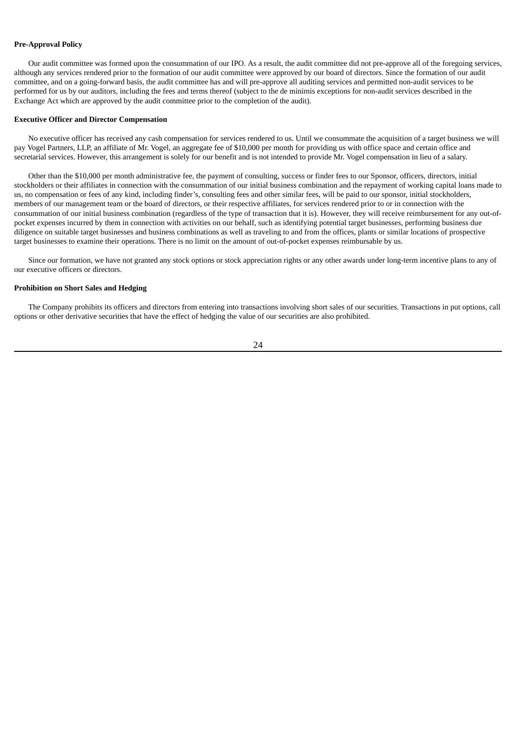**Pre-Approval Policy**

Our audit committee was formed upon the consummation of our IPO. As a result, the audit committee did not pre-approve all of the foregoing services, although any services rendered prior to the formation of our audit committee were approved by our board of directors. Since the formation of our audit committee, and on a going-forward basis, the audit committee has and will pre-approve all auditing services and permitted non-audit services to be performed for us by our auditors, including the fees and terms thereof (subject to the de minimis exceptions for non-audit services described in the Exchange Act which are approved by the audit committee prior to the completion of the audit).

**Executive Officer and Director Compensation**

No executive officer has received any cash compensation for services rendered to us. Until we consummate the acquisition of a target business we will pay Vogel Partners, LLP, an affiliate of Mr. Vogel, an aggregate fee of $10,000 per month for providing us with office space and certain office and secretarial services. However, this arrangement is solely for our benefit and is not intended to provide Mr. Vogel compensation in lieu of a salary.

Other than the $10,000 per month administrative fee, the payment of consulting, success or finder fees to our Sponsor, officers, directors, initial stockholders or their affiliates in connection with the consummation of our initial business combination and the repayment of working capital loans made to us, no compensation or fees of any kind, including finder's, consulting fees and other similar fees, will be paid to our sponsor, initial stockholders, members of our management team or the board of directors, or their respective affiliates, for services rendered prior to or in connection with the consummation of our initial business combination (regardless of the type of transaction that it is). However, they will receive reimbursement for any out-of-pocket expenses incurred by them in connection with activities on our behalf, such as identifying potential target businesses, performing business due diligence on suitable target businesses and business combinations as well as traveling to and from the offices, plants or similar locations of prospective target businesses to examine their operations. There is no limit on the amount of out-of-pocket expenses reimbursable by us.

Since our formation, we have not granted any stock options or stock appreciation rights or any other awards under long-term incentive plans to any of our executive officers or directors.

**Prohibition on Short Sales and Hedging**

The Company prohibits its officers and directors from entering into transactions involving short sales of our securities. Transactions in put options, call options or other derivative securities that have the effect of hedging the value of our securities are also prohibited.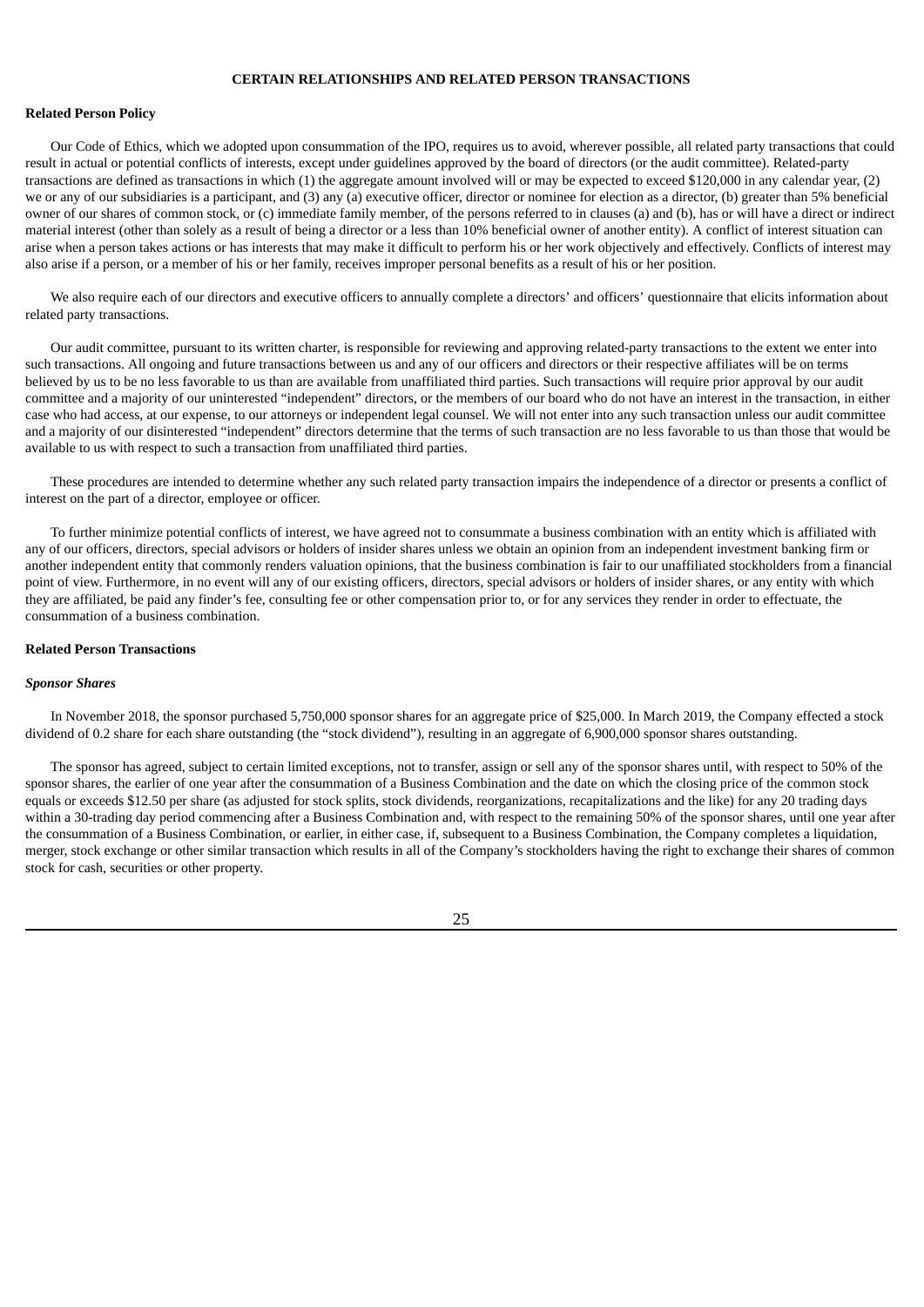## CERTAIN RELATIONSHIPS AND RELATED PERSON TRANSACTIONS

**Related Person Policy**

Our Code of Ethics, which we adopted upon consummation of the IPO, requires us to avoid, wherever possible, all related party transactions that could result in actual or potential conflicts of interests, except under guidelines approved by the board of directors (or the audit committee). Related-party transactions are defined as transactions in which (1) the aggregate amount involved will or may be expected to exceed $120,000 in any calendar year, (2) we or any of our subsidiaries is a participant, and (3) any (a) executive officer, director or nominee for election as a director, (b) greater than 5% beneficial owner of our shares of common stock, or (c) immediate family member, of the persons referred to in clauses (a) and (b), has or will have a direct or indirect material interest (other than solely as a result of being a director or a less than 10% beneficial owner of another entity). A conflict of interest situation can arise when a person takes actions or has interests that may make it difficult to perform his or her work objectively and effectively. Conflicts of interest may also arise if a person, or a member of his or her family, receives improper personal benefits as a result of his or her position.

We also require each of our directors and executive officers to annually complete a directors' and officers' questionnaire that elicits information about related party transactions.

Our audit committee, pursuant to its written charter, is responsible for reviewing and approving related-party transactions to the extent we enter into such transactions. All ongoing and future transactions between us and any of our officers and directors or their respective affiliates will be on terms believed by us to be no less favorable to us than are available from unaffiliated third parties. Such transactions will require prior approval by our audit committee and a majority of our uninterested "independent" directors, or the members of our board who do not have an interest in the transaction, in either case who had access, at our expense, to our attorneys or independent legal counsel. We will not enter into any such transaction unless our audit committee and a majority of our disinterested "independent" directors determine that the terms of such transaction are no less favorable to us than those that would be available to us with respect to such a transaction from unaffiliated third parties.

These procedures are intended to determine whether any such related party transaction impairs the independence of a director or presents a conflict of interest on the part of a director, employee or officer.

To further minimize potential conflicts of interest, we have agreed not to consummate a business combination with an entity which is affiliated with any of our officers, directors, special advisors or holders of insider shares unless we obtain an opinion from an independent investment banking firm or another independent entity that commonly renders valuation opinions, that the business combination is fair to our unaffiliated stockholders from a financial point of view. Furthermore, in no event will any of our existing officers, directors, special advisors or holders of insider shares, or any entity with which they are affiliated, be paid any finder's fee, consulting fee or other compensation prior to, or for any services they render in order to effectuate, the consummation of a business combination.

**Related Person Transactions**

***Sponsor Shares***

In November 2018, the sponsor purchased 5,750,000 sponsor shares for an aggregate price of $25,000. In March 2019, the Company effected a stock dividend of 0.2 share for each share outstanding (the "stock dividend"), resulting in an aggregate of 6,900,000 sponsor shares outstanding.

The sponsor has agreed, subject to certain limited exceptions, not to transfer, assign or sell any of the sponsor shares until, with respect to 50% of the sponsor shares, the earlier of one year after the consummation of a Business Combination and the date on which the closing price of the common stock equals or exceeds $12.50 per share (as adjusted for stock splits, stock dividends, reorganizations, recapitalizations and the like) for any 20 trading days within a 30-trading day period commencing after a Business Combination and, with respect to the remaining 50% of the sponsor shares, until one year after the consummation of a Business Combination, or earlier, in either case, if, subsequent to a Business Combination, the Company completes a liquidation, merger, stock exchange or other similar transaction which results in all of the Company's stockholders having the right to exchange their shares of common stock for cash, securities or other property.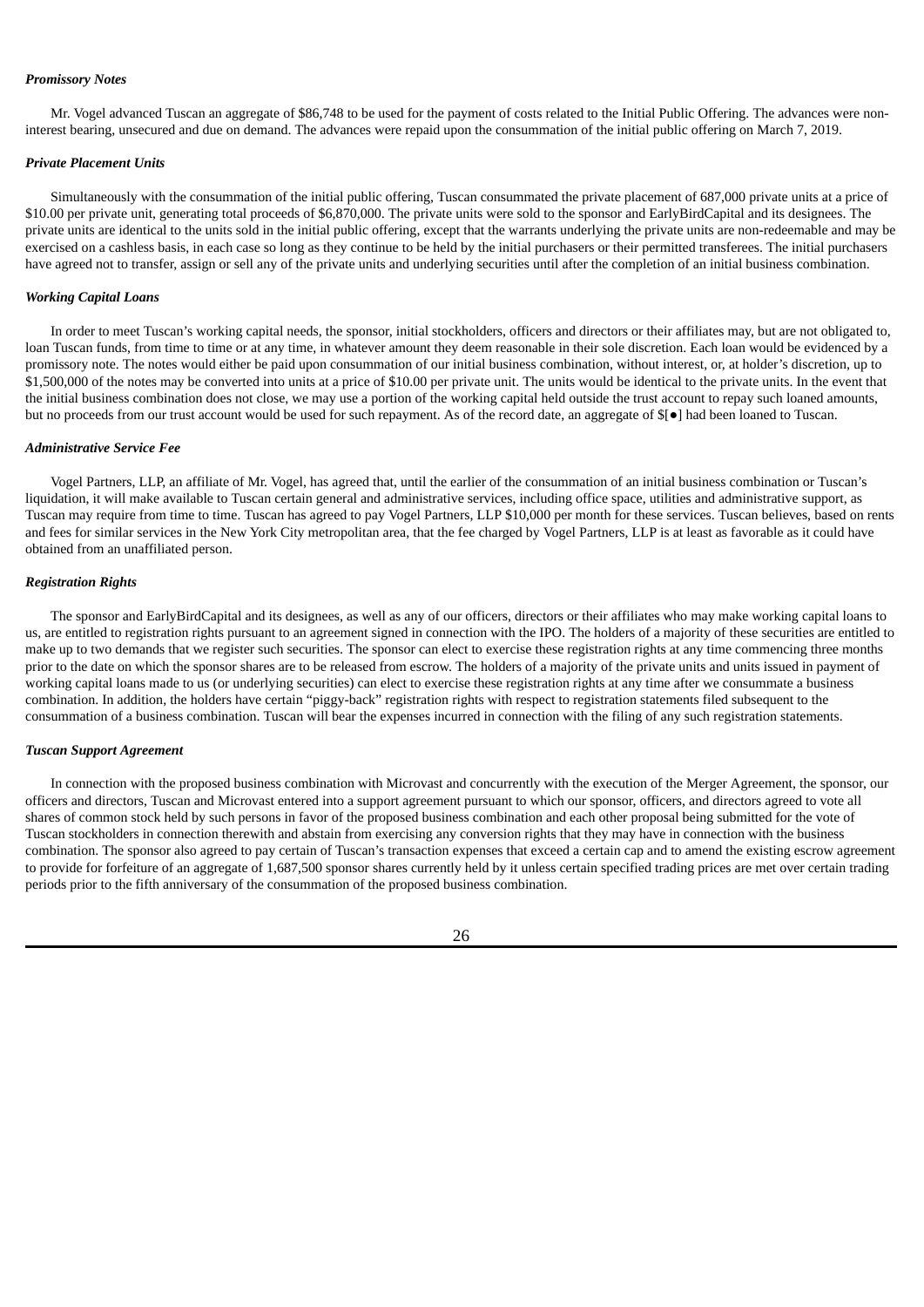***Promissory Notes***

Mr. Vogel advanced Tuscan an aggregate of $86,748 to be used for the payment of costs related to the Initial Public Offering. The advances were non-interest bearing, unsecured and due on demand. The advances were repaid upon the consummation of the initial public offering on March 7, 2019.

***Private Placement Units***

Simultaneously with the consummation of the initial public offering, Tuscan consummated the private placement of 687,000 private units at a price of $10.00 per private unit, generating total proceeds of $6,870,000. The private units were sold to the sponsor and EarlyBirdCapital and its designees. The private units are identical to the units sold in the initial public offering, except that the warrants underlying the private units are non-redeemable and may be exercised on a cashless basis, in each case so long as they continue to be held by the initial purchasers or their permitted transferees. The initial purchasers have agreed not to transfer, assign or sell any of the private units and underlying securities until after the completion of an initial business combination.

***Working Capital Loans***

In order to meet Tuscan's working capital needs, the sponsor, initial stockholders, officers and directors or their affiliates may, but are not obligated to, loan Tuscan funds, from time to time or at any time, in whatever amount they deem reasonable in their sole discretion. Each loan would be evidenced by a promissory note. The notes would either be paid upon consummation of our initial business combination, without interest, or, at holder's discretion, up to $1,500,000 of the notes may be converted into units at a price of $10.00 per private unit. The units would be identical to the private units. In the event that the initial business combination does not close, we may use a portion of the working capital held outside the trust account to repay such loaned amounts, but no proceeds from our trust account would be used for such repayment. As of the record date, an aggregate of $[●] had been loaned to Tuscan.

***Administrative Service Fee***

Vogel Partners, LLP, an affiliate of Mr. Vogel, has agreed that, until the earlier of the consummation of an initial business combination or Tuscan's liquidation, it will make available to Tuscan certain general and administrative services, including office space, utilities and administrative support, as Tuscan may require from time to time. Tuscan has agreed to pay Vogel Partners, LLP $10,000 per month for these services. Tuscan believes, based on rents and fees for similar services in the New York City metropolitan area, that the fee charged by Vogel Partners, LLP is at least as favorable as it could have obtained from an unaffiliated person.

***Registration Rights***

The sponsor and EarlyBirdCapital and its designees, as well as any of our officers, directors or their affiliates who may make working capital loans to us, are entitled to registration rights pursuant to an agreement signed in connection with the IPO. The holders of a majority of these securities are entitled to make up to two demands that we register such securities. The sponsor can elect to exercise these registration rights at any time commencing three months prior to the date on which the sponsor shares are to be released from escrow. The holders of a majority of the private units and units issued in payment of working capital loans made to us (or underlying securities) can elect to exercise these registration rights at any time after we consummate a business combination. In addition, the holders have certain "piggy-back" registration rights with respect to registration statements filed subsequent to the consummation of a business combination. Tuscan will bear the expenses incurred in connection with the filing of any such registration statements.

***Tuscan Support Agreement***

In connection with the proposed business combination with Microvast and concurrently with the execution of the Merger Agreement, the sponsor, our officers and directors, Tuscan and Microvast entered into a support agreement pursuant to which our sponsor, officers, and directors agreed to vote all shares of common stock held by such persons in favor of the proposed business combination and each other proposal being submitted for the vote of Tuscan stockholders in connection therewith and abstain from exercising any conversion rights that they may have in connection with the business combination. The sponsor also agreed to pay certain of Tuscan's transaction expenses that exceed a certain cap and to amend the existing escrow agreement to provide for forfeiture of an aggregate of 1,687,500 sponsor shares currently held by it unless certain specified trading prices are met over certain trading periods prior to the fifth anniversary of the consummation of the proposed business combination.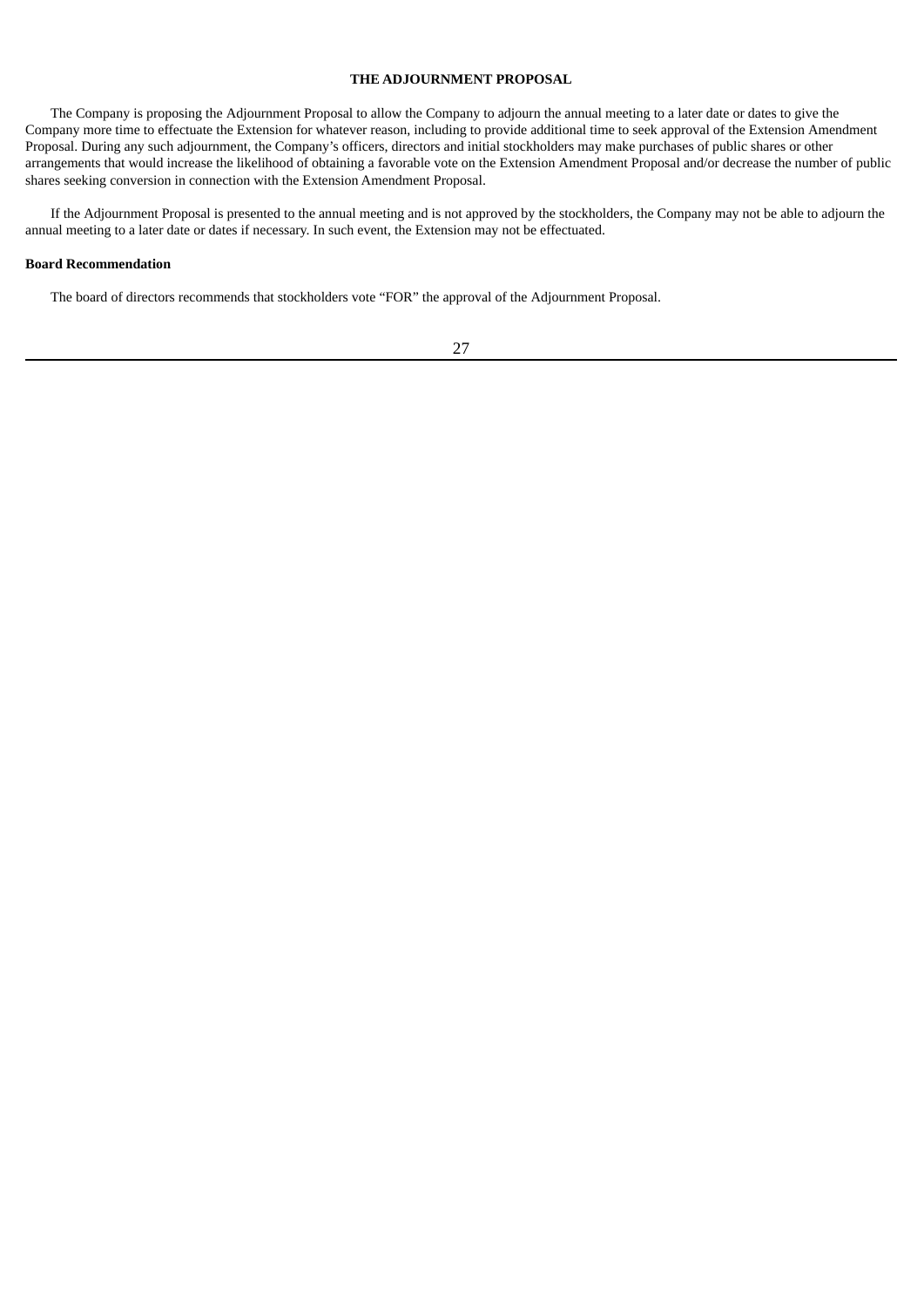## THE ADJOURNMENT PROPOSAL

The Company is proposing the Adjournment Proposal to allow the Company to adjourn the annual meeting to a later date or dates to give the Company more time to effectuate the Extension for whatever reason, including to provide additional time to seek approval of the Extension Amendment Proposal. During any such adjournment, the Company's officers, directors and initial stockholders may make purchases of public shares or other arrangements that would increase the likelihood of obtaining a favorable vote on the Extension Amendment Proposal and/or decrease the number of public shares seeking conversion in connection with the Extension Amendment Proposal.

If the Adjournment Proposal is presented to the annual meeting and is not approved by the stockholders, the Company may not be able to adjourn the annual meeting to a later date or dates if necessary. In such event, the Extension may not be effectuated.

**Board Recommendation**

The board of directors recommends that stockholders vote "FOR" the approval of the Adjournment Proposal.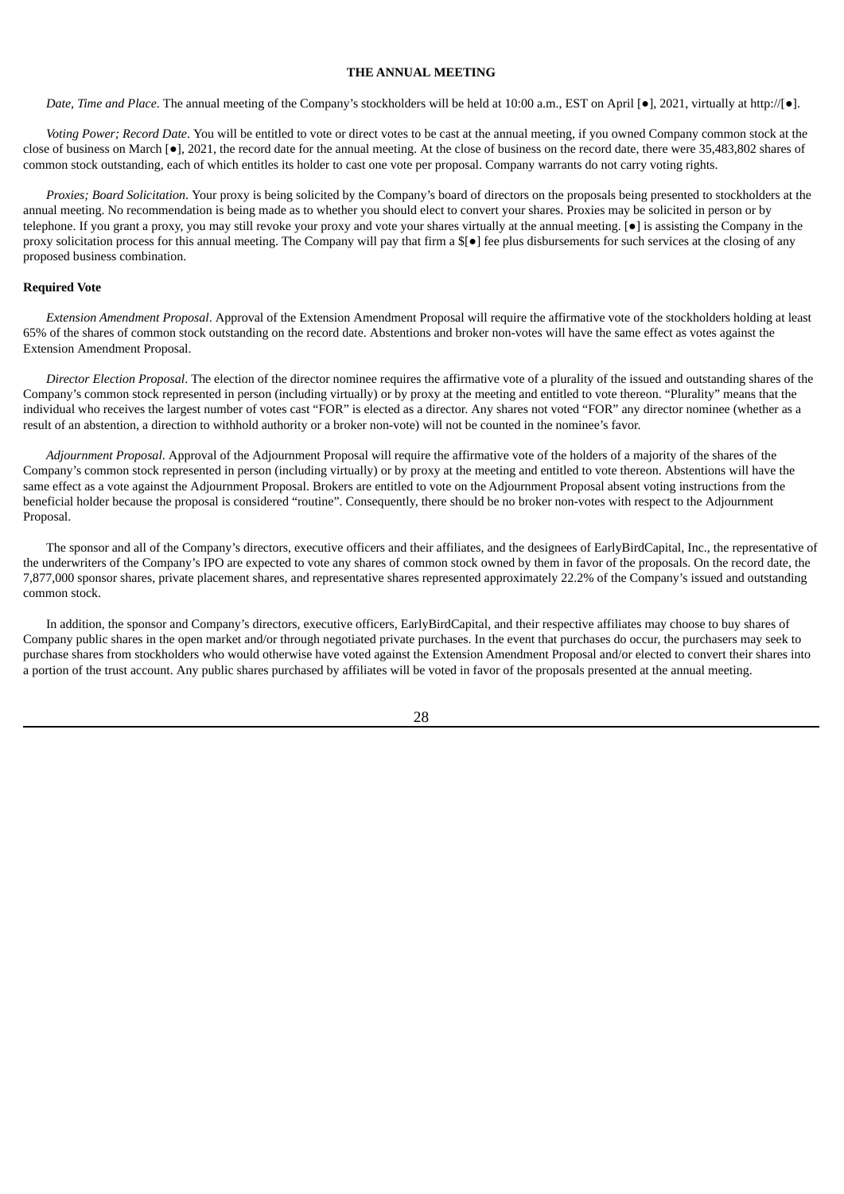## THE ANNUAL MEETING

*Date, Time and Place*. The annual meeting of the Company's stockholders will be held at 10:00 a.m., EST on April [●], 2021, virtually at http://[●].

*Voting Power; Record Date*. You will be entitled to vote or direct votes to be cast at the annual meeting, if you owned Company common stock at the close of business on March [●], 2021, the record date for the annual meeting. At the close of business on the record date, there were 35,483,802 shares of common stock outstanding, each of which entitles its holder to cast one vote per proposal. Company warrants do not carry voting rights.

*Proxies; Board Solicitation*. Your proxy is being solicited by the Company's board of directors on the proposals being presented to stockholders at the annual meeting. No recommendation is being made as to whether you should elect to convert your shares. Proxies may be solicited in person or by telephone. If you grant a proxy, you may still revoke your proxy and vote your shares virtually at the annual meeting. [●] is assisting the Company in the proxy solicitation process for this annual meeting. The Company will pay that firm a $[●] fee plus disbursements for such services at the closing of any proposed business combination.

**Required Vote**

*Extension Amendment Proposal*. Approval of the Extension Amendment Proposal will require the affirmative vote of the stockholders holding at least 65% of the shares of common stock outstanding on the record date. Abstentions and broker non-votes will have the same effect as votes against the Extension Amendment Proposal.

*Director Election Proposal*. The election of the director nominee requires the affirmative vote of a plurality of the issued and outstanding shares of the Company's common stock represented in person (including virtually) or by proxy at the meeting and entitled to vote thereon. "Plurality" means that the individual who receives the largest number of votes cast "FOR" is elected as a director. Any shares not voted "FOR" any director nominee (whether as a result of an abstention, a direction to withhold authority or a broker non-vote) will not be counted in the nominee's favor.

*Adjournment Proposal*. Approval of the Adjournment Proposal will require the affirmative vote of the holders of a majority of the shares of the Company's common stock represented in person (including virtually) or by proxy at the meeting and entitled to vote thereon. Abstentions will have the same effect as a vote against the Adjournment Proposal. Brokers are entitled to vote on the Adjournment Proposal absent voting instructions from the beneficial holder because the proposal is considered "routine". Consequently, there should be no broker non-votes with respect to the Adjournment Proposal.

The sponsor and all of the Company's directors, executive officers and their affiliates, and the designees of EarlyBirdCapital, Inc., the representative of the underwriters of the Company's IPO are expected to vote any shares of common stock owned by them in favor of the proposals. On the record date, the 7,877,000 sponsor shares, private placement shares, and representative shares represented approximately 22.2% of the Company's issued and outstanding common stock.

In addition, the sponsor and Company's directors, executive officers, EarlyBirdCapital, and their respective affiliates may choose to buy shares of Company public shares in the open market and/or through negotiated private purchases. In the event that purchases do occur, the purchasers may seek to purchase shares from stockholders who would otherwise have voted against the Extension Amendment Proposal and/or elected to convert their shares into a portion of the trust account. Any public shares purchased by affiliates will be voted in favor of the proposals presented at the annual meeting.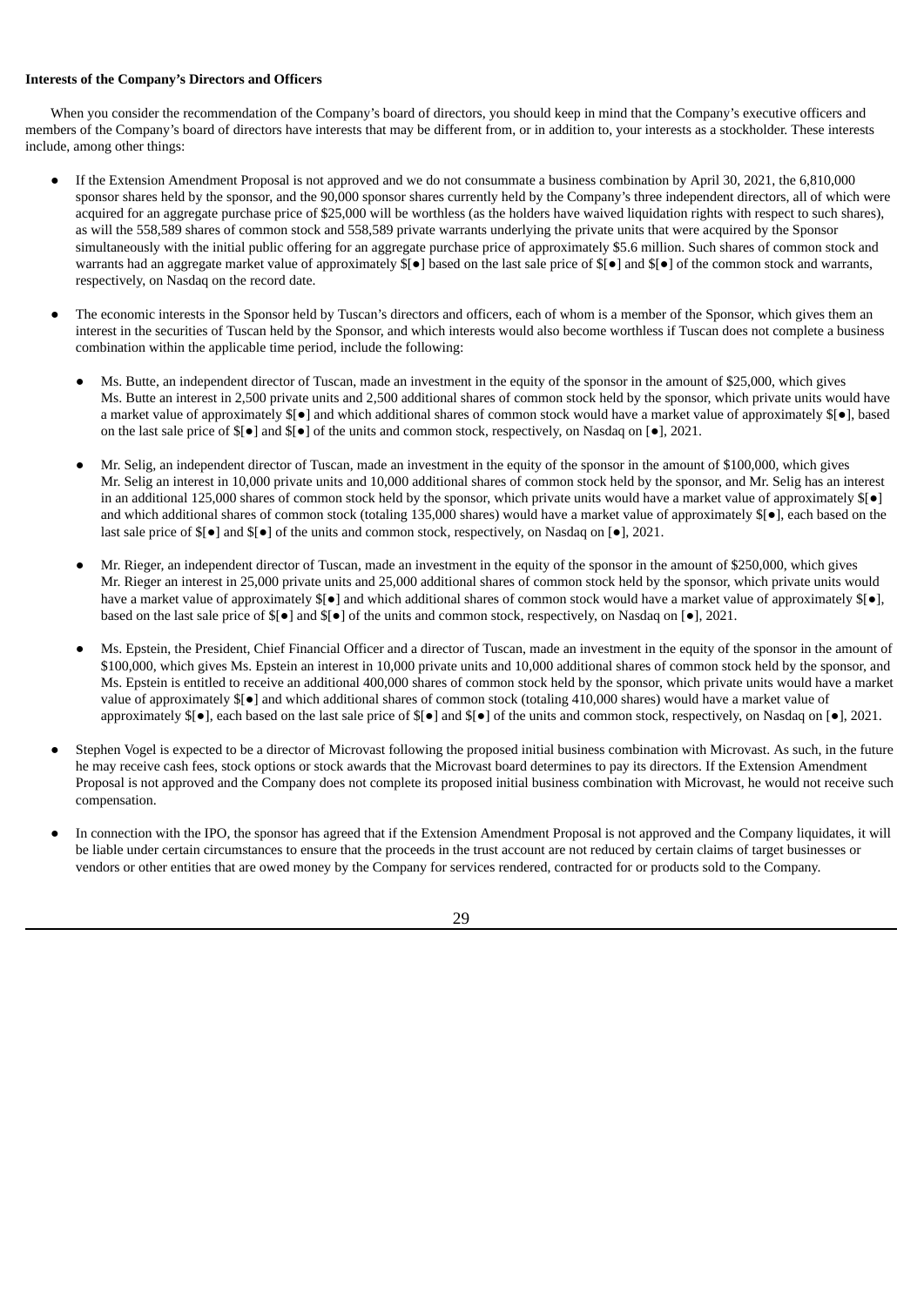**Interests of the Company's Directors and Officers**

When you consider the recommendation of the Company's board of directors, you should keep in mind that the Company's executive officers and members of the Company's board of directors have interests that may be different from, or in addition to, your interests as a stockholder. These interests include, among other things:

- If the Extension Amendment Proposal is not approved and we do not consummate a business combination by April 30, 2021, the 6,810,000 sponsor shares held by the sponsor, and the 90,000 sponsor shares currently held by the Company's three independent directors, all of which were acquired for an aggregate purchase price of $25,000 will be worthless (as the holders have waived liquidation rights with respect to such shares), as will the 558,589 shares of common stock and 558,589 private warrants underlying the private units that were acquired by the Sponsor simultaneously with the initial public offering for an aggregate purchase price of approximately $5.6 million. Such shares of common stock and warrants had an aggregate market value of approximately $[●] based on the last sale price of $[●] and $[●] of the common stock and warrants, respectively, on Nasdaq on the record date.

- The economic interests in the Sponsor held by Tuscan's directors and officers, each of whom is a member of the Sponsor, which gives them an interest in the securities of Tuscan held by the Sponsor, and which interests would also become worthless if Tuscan does not complete a business combination within the applicable time period, include the following:

  - Ms. Butte, an independent director of Tuscan, made an investment in the equity of the sponsor in the amount of $25,000, which gives Ms. Butte an interest in 2,500 private units and 2,500 additional shares of common stock held by the sponsor, which private units would have a market value of approximately $[●] and which additional shares of common stock would have a market value of approximately $[●], based on the last sale price of $[●] and $[●] of the units and common stock, respectively, on Nasdaq on [●], 2021.

  - Mr. Selig, an independent director of Tuscan, made an investment in the equity of the sponsor in the amount of $100,000, which gives Mr. Selig an interest in 10,000 private units and 10,000 additional shares of common stock held by the sponsor, and Mr. Selig has an interest in an additional 125,000 shares of common stock held by the sponsor, which private units would have a market value of approximately $[●] and which additional shares of common stock (totaling 135,000 shares) would have a market value of approximately $[●], each based on the last sale price of $[●] and $[●] of the units and common stock, respectively, on Nasdaq on [●], 2021.

  - Mr. Rieger, an independent director of Tuscan, made an investment in the equity of the sponsor in the amount of $250,000, which gives Mr. Rieger an interest in 25,000 private units and 25,000 additional shares of common stock held by the sponsor, which private units would have a market value of approximately $[●] and which additional shares of common stock would have a market value of approximately $[●], based on the last sale price of $[●] and $[●] of the units and common stock, respectively, on Nasdaq on [●], 2021.

  - Ms. Epstein, the President, Chief Financial Officer and a director of Tuscan, made an investment in the equity of the sponsor in the amount of $100,000, which gives Ms. Epstein an interest in 10,000 private units and 10,000 additional shares of common stock held by the sponsor, and Ms. Epstein is entitled to receive an additional 400,000 shares of common stock held by the sponsor, which private units would have a market value of approximately $[●] and which additional shares of common stock (totaling 410,000 shares) would have a market value of approximately $[●], each based on the last sale price of $[●] and $[●] of the units and common stock, respectively, on Nasdaq on [●], 2021.

- Stephen Vogel is expected to be a director of Microvast following the proposed initial business combination with Microvast. As such, in the future he may receive cash fees, stock options or stock awards that the Microvast board determines to pay its directors. If the Extension Amendment Proposal is not approved and the Company does not complete its proposed initial business combination with Microvast, he would not receive such compensation.

- In connection with the IPO, the sponsor has agreed that if the Extension Amendment Proposal is not approved and the Company liquidates, it will be liable under certain circumstances to ensure that the proceeds in the trust account are not reduced by certain claims of target businesses or vendors or other entities that are owed money by the Company for services rendered, contracted for or products sold to the Company.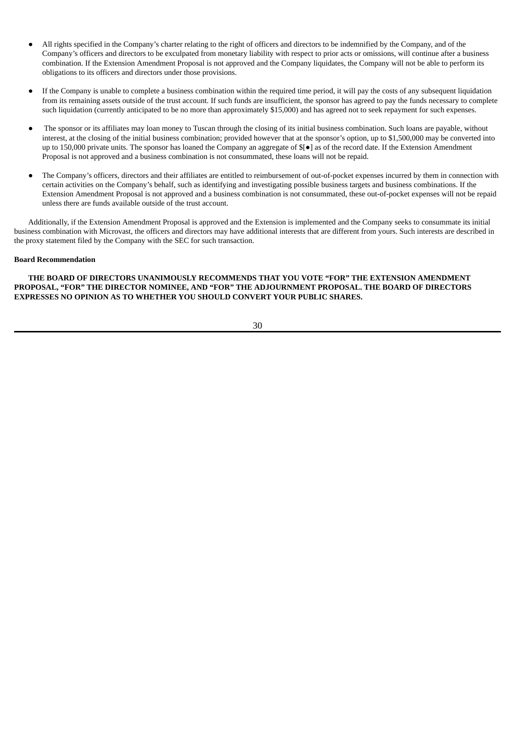- All rights specified in the Company's charter relating to the right of officers and directors to be indemnified by the Company, and of the Company's officers and directors to be exculpated from monetary liability with respect to prior acts or omissions, will continue after a business combination. If the Extension Amendment Proposal is not approved and the Company liquidates, the Company will not be able to perform its obligations to its officers and directors under those provisions.

- If the Company is unable to complete a business combination within the required time period, it will pay the costs of any subsequent liquidation from its remaining assets outside of the trust account. If such funds are insufficient, the sponsor has agreed to pay the funds necessary to complete such liquidation (currently anticipated to be no more than approximately $15,000) and has agreed not to seek repayment for such expenses.

- The sponsor or its affiliates may loan money to Tuscan through the closing of its initial business combination. Such loans are payable, without interest, at the closing of the initial business combination; provided however that at the sponsor's option, up to $1,500,000 may be converted into up to 150,000 private units. The sponsor has loaned the Company an aggregate of $[●] as of the record date. If the Extension Amendment Proposal is not approved and a business combination is not consummated, these loans will not be repaid.

- The Company's officers, directors and their affiliates are entitled to reimbursement of out-of-pocket expenses incurred by them in connection with certain activities on the Company's behalf, such as identifying and investigating possible business targets and business combinations. If the Extension Amendment Proposal is not approved and a business combination is not consummated, these out-of-pocket expenses will not be repaid unless there are funds available outside of the trust account.

Additionally, if the Extension Amendment Proposal is approved and the Extension is implemented and the Company seeks to consummate its initial business combination with Microvast, the officers and directors may have additional interests that are different from yours. Such interests are described in the proxy statement filed by the Company with the SEC for such transaction.

**Board Recommendation**

**THE BOARD OF DIRECTORS UNANIMOUSLY RECOMMENDS THAT YOU VOTE "FOR" THE EXTENSION AMENDMENT PROPOSAL, "FOR" THE DIRECTOR NOMINEE, AND "FOR" THE ADJOURNMENT PROPOSAL. THE BOARD OF DIRECTORS EXPRESSES NO OPINION AS TO WHETHER YOU SHOULD CONVERT YOUR PUBLIC SHARES.**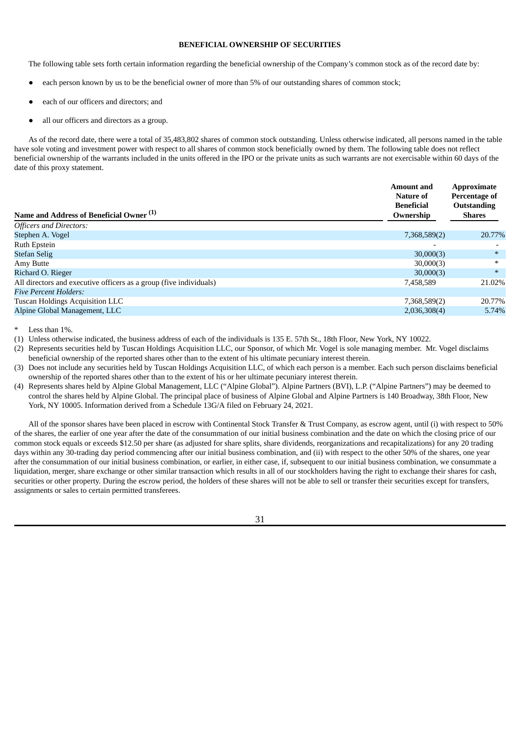**BENEFICIAL OWNERSHIP OF SECURITIES**

The following table sets forth certain information regarding the beneficial ownership of the Company's common stock as of the record date by:

- each person known by us to be the beneficial owner of more than 5% of our outstanding shares of common stock;
- each of our officers and directors; and
- all our officers and directors as a group.

As of the record date, there were a total of 35,483,802 shares of common stock outstanding. Unless otherwise indicated, all persons named in the table have sole voting and investment power with respect to all shares of common stock beneficially owned by them. The following table does not reflect beneficial ownership of the warrants included in the units offered in the IPO or the private units as such warrants are not exercisable within 60 days of the date of this proxy statement.

| Name and Address of Beneficial Owner (1) | Amount and Nature of Beneficial Ownership | Approximate Percentage of Outstanding Shares |
|---|---|---|
| *Officers and Directors:* | | |
| Stephen A. Vogel | 7,368,589(2) | 20.77% |
| Ruth Epstein | - | - |
| Stefan Selig | 30,000(3) | * |
| Amy Butte | 30,000(3) | * |
| Richard O. Rieger | 30,000(3) | * |
| All directors and executive officers as a group (five individuals) | 7,458,589 | 21.02% |
| *Five Percent Holders:* | | |
| Tuscan Holdings Acquisition LLC | 7,368,589(2) | 20.77% |
| Alpine Global Management, LLC | 2,036,308(4) | 5.74% |

\* Less than 1%.

(1) Unless otherwise indicated, the business address of each of the individuals is 135 E. 57th St., 18th Floor, New York, NY 10022.

(2) Represents securities held by Tuscan Holdings Acquisition LLC, our Sponsor, of which Mr. Vogel is sole managing member. Mr. Vogel disclaims beneficial ownership of the reported shares other than to the extent of his ultimate pecuniary interest therein.

(3) Does not include any securities held by Tuscan Holdings Acquisition LLC, of which each person is a member. Each such person disclaims beneficial ownership of the reported shares other than to the extent of his or her ultimate pecuniary interest therein.

(4) Represents shares held by Alpine Global Management, LLC ("Alpine Global"). Alpine Partners (BVI), L.P. ("Alpine Partners") may be deemed to control the shares held by Alpine Global. The principal place of business of Alpine Global and Alpine Partners is 140 Broadway, 38th Floor, New York, NY 10005. Information derived from a Schedule 13G/A filed on February 24, 2021.

All of the sponsor shares have been placed in escrow with Continental Stock Transfer & Trust Company, as escrow agent, until (i) with respect to 50% of the shares, the earlier of one year after the date of the consummation of our initial business combination and the date on which the closing price of our common stock equals or exceeds $12.50 per share (as adjusted for share splits, share dividends, reorganizations and recapitalizations) for any 20 trading days within any 30-trading day period commencing after our initial business combination, and (ii) with respect to the other 50% of the shares, one year after the consummation of our initial business combination, or earlier, in either case, if, subsequent to our initial business combination, we consummate a liquidation, merger, share exchange or other similar transaction which results in all of our stockholders having the right to exchange their shares for cash, securities or other property. During the escrow period, the holders of these shares will not be able to sell or transfer their securities except for transfers, assignments or sales to certain permitted transferees.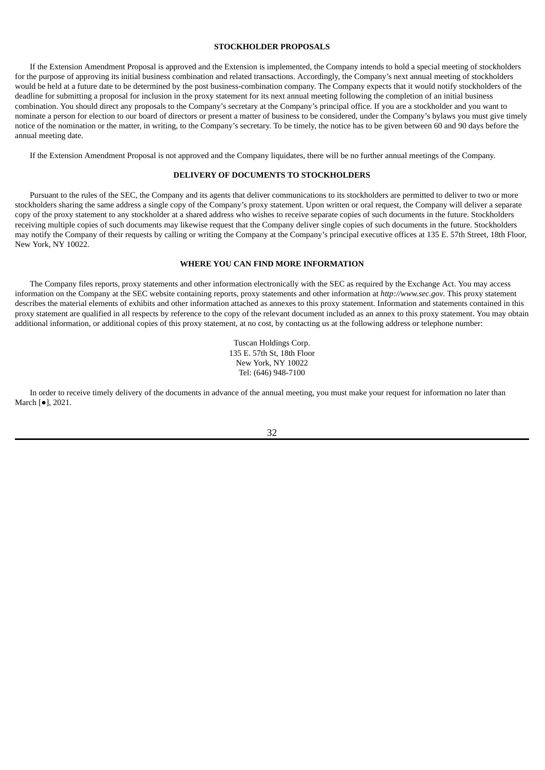## STOCKHOLDER PROPOSALS

If the Extension Amendment Proposal is approved and the Extension is implemented, the Company intends to hold a special meeting of stockholders for the purpose of approving its initial business combination and related transactions. Accordingly, the Company's next annual meeting of stockholders would be held at a future date to be determined by the post business-combination company. The Company expects that it would notify stockholders of the deadline for submitting a proposal for inclusion in the proxy statement for its next annual meeting following the completion of an initial business combination. You should direct any proposals to the Company's secretary at the Company's principal office. If you are a stockholder and you want to nominate a person for election to our board of directors or present a matter of business to be considered, under the Company's bylaws you must give timely notice of the nomination or the matter, in writing, to the Company's secretary. To be timely, the notice has to be given between 60 and 90 days before the annual meeting date.

If the Extension Amendment Proposal is not approved and the Company liquidates, there will be no further annual meetings of the Company.

## DELIVERY OF DOCUMENTS TO STOCKHOLDERS

Pursuant to the rules of the SEC, the Company and its agents that deliver communications to its stockholders are permitted to deliver to two or more stockholders sharing the same address a single copy of the Company's proxy statement. Upon written or oral request, the Company will deliver a separate copy of the proxy statement to any stockholder at a shared address who wishes to receive separate copies of such documents in the future. Stockholders receiving multiple copies of such documents may likewise request that the Company deliver single copies of such documents in the future. Stockholders may notify the Company of their requests by calling or writing the Company at the Company's principal executive offices at 135 E. 57th Street, 18th Floor, New York, NY 10022.

## WHERE YOU CAN FIND MORE INFORMATION

The Company files reports, proxy statements and other information electronically with the SEC as required by the Exchange Act. You may access information on the Company at the SEC website containing reports, proxy statements and other information at *http://www.sec.gov*. This proxy statement describes the material elements of exhibits and other information attached as annexes to this proxy statement. Information and statements contained in this proxy statement are qualified in all respects by reference to the copy of the relevant document included as an annex to this proxy statement. You may obtain additional information, or additional copies of this proxy statement, at no cost, by contacting us at the following address or telephone number:

Tuscan Holdings Corp.
135 E. 57th St, 18th Floor
New York, NY 10022
Tel: (646) 948-7100

In order to receive timely delivery of the documents in advance of the annual meeting, you must make your request for information no later than March [●], 2021.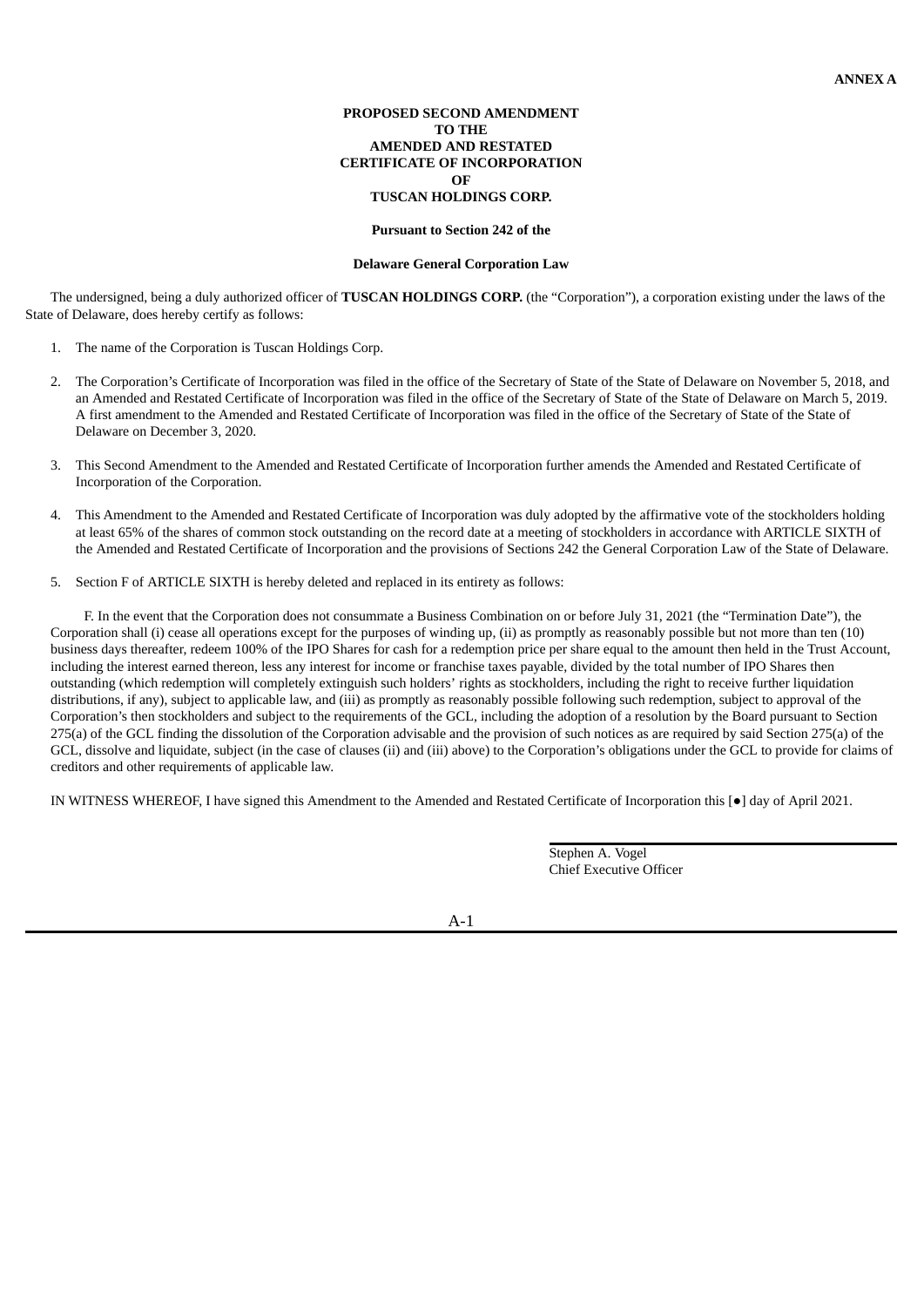**ANNEX A**

**PROPOSED SECOND AMENDMENT**
**TO THE**
**AMENDED AND RESTATED**
**CERTIFICATE OF INCORPORATION**
**OF**
**TUSCAN HOLDINGS CORP.**

**Pursuant to Section 242 of the**

**Delaware General Corporation Law**

The undersigned, being a duly authorized officer of **TUSCAN HOLDINGS CORP.** (the "Corporation"), a corporation existing under the laws of the State of Delaware, does hereby certify as follows:

1. The name of the Corporation is Tuscan Holdings Corp.

2. The Corporation's Certificate of Incorporation was filed in the office of the Secretary of State of the State of Delaware on November 5, 2018, and an Amended and Restated Certificate of Incorporation was filed in the office of the Secretary of State of the State of Delaware on March 5, 2019. A first amendment to the Amended and Restated Certificate of Incorporation was filed in the office of the Secretary of State of the State of Delaware on December 3, 2020.

3. This Second Amendment to the Amended and Restated Certificate of Incorporation further amends the Amended and Restated Certificate of Incorporation of the Corporation.

4. This Amendment to the Amended and Restated Certificate of Incorporation was duly adopted by the affirmative vote of the stockholders holding at least 65% of the shares of common stock outstanding on the record date at a meeting of stockholders in accordance with ARTICLE SIXTH of the Amended and Restated Certificate of Incorporation and the provisions of Sections 242 the General Corporation Law of the State of Delaware.

5. Section F of ARTICLE SIXTH is hereby deleted and replaced in its entirety as follows:

F. In the event that the Corporation does not consummate a Business Combination on or before July 31, 2021 (the "Termination Date"), the Corporation shall (i) cease all operations except for the purposes of winding up, (ii) as promptly as reasonably possible but not more than ten (10) business days thereafter, redeem 100% of the IPO Shares for cash for a redemption price per share equal to the amount then held in the Trust Account, including the interest earned thereon, less any interest for income or franchise taxes payable, divided by the total number of IPO Shares then outstanding (which redemption will completely extinguish such holders' rights as stockholders, including the right to receive further liquidation distributions, if any), subject to applicable law, and (iii) as promptly as reasonably possible following such redemption, subject to approval of the Corporation's then stockholders and subject to the requirements of the GCL, including the adoption of a resolution by the Board pursuant to Section 275(a) of the GCL finding the dissolution of the Corporation advisable and the provision of such notices as are required by said Section 275(a) of the GCL, dissolve and liquidate, subject (in the case of clauses (ii) and (iii) above) to the Corporation's obligations under the GCL to provide for claims of creditors and other requirements of applicable law.

IN WITNESS WHEREOF, I have signed this Amendment to the Amended and Restated Certificate of Incorporation this [●] day of April 2021.

Stephen A. Vogel
Chief Executive Officer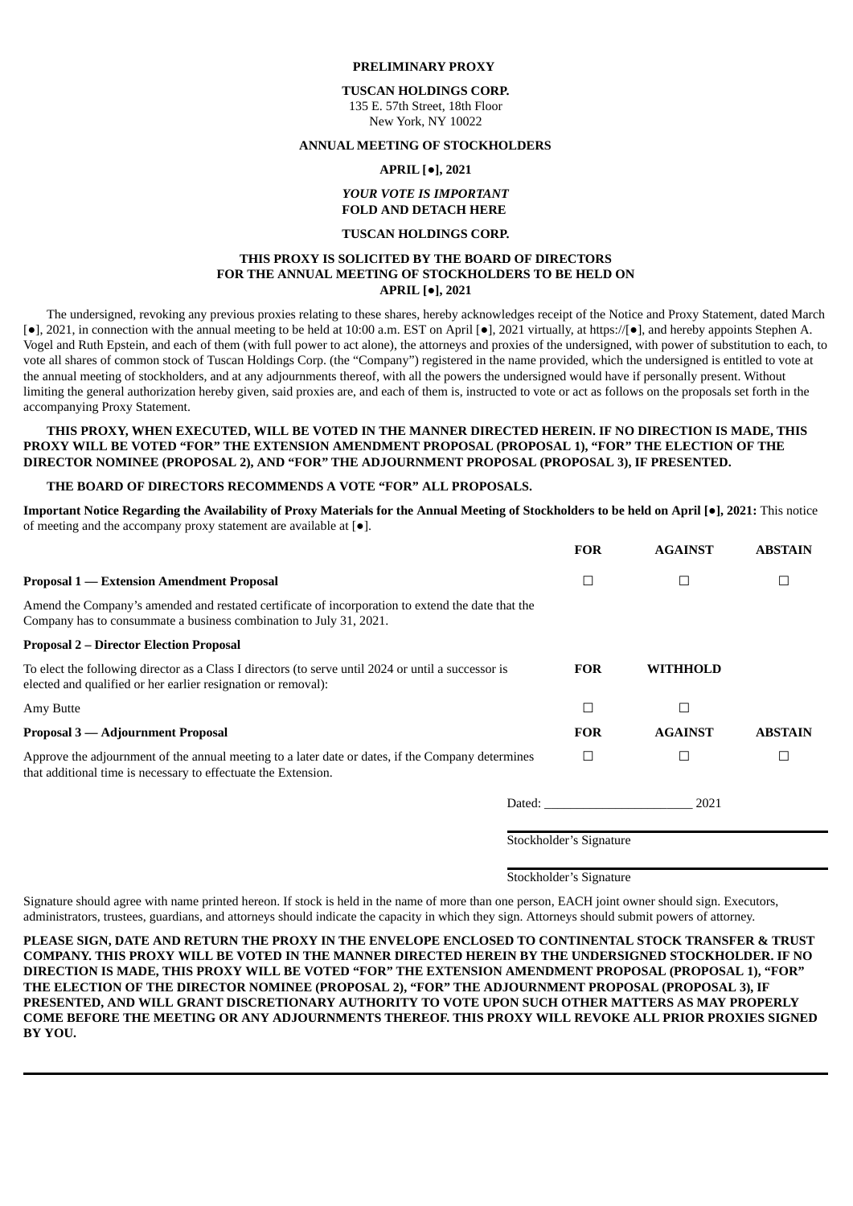**PRELIMINARY PROXY**

**TUSCAN HOLDINGS CORP.**

135 E. 57th Street, 18th Floor
New York, NY 10022

**ANNUAL MEETING OF STOCKHOLDERS**

**APRIL [●], 2021**

***YOUR VOTE IS IMPORTANT***
**FOLD AND DETACH HERE**

**TUSCAN HOLDINGS CORP.**

**THIS PROXY IS SOLICITED BY THE BOARD OF DIRECTORS FOR THE ANNUAL MEETING OF STOCKHOLDERS TO BE HELD ON APRIL [●], 2021**

The undersigned, revoking any previous proxies relating to these shares, hereby acknowledges receipt of the Notice and Proxy Statement, dated March [●], 2021, in connection with the annual meeting to be held at 10:00 a.m. EST on April [●], 2021 virtually, at https://[●], and hereby appoints Stephen A. Vogel and Ruth Epstein, and each of them (with full power to act alone), the attorneys and proxies of the undersigned, with power of substitution to each, to vote all shares of common stock of Tuscan Holdings Corp. (the "Company") registered in the name provided, which the undersigned is entitled to vote at the annual meeting of stockholders, and at any adjournments thereof, with all the powers the undersigned would have if personally present. Without limiting the general authorization hereby given, said proxies are, and each of them is, instructed to vote or act as follows on the proposals set forth in the accompanying Proxy Statement.

**THIS PROXY, WHEN EXECUTED, WILL BE VOTED IN THE MANNER DIRECTED HEREIN. IF NO DIRECTION IS MADE, THIS PROXY WILL BE VOTED "FOR" THE EXTENSION AMENDMENT PROPOSAL (PROPOSAL 1), "FOR" THE ELECTION OF THE DIRECTOR NOMINEE (PROPOSAL 2), AND "FOR" THE ADJOURNMENT PROPOSAL (PROPOSAL 3), IF PRESENTED.**

**THE BOARD OF DIRECTORS RECOMMENDS A VOTE "FOR" ALL PROPOSALS.**

**Important Notice Regarding the Availability of Proxy Materials for the Annual Meeting of Stockholders to be held on April [●], 2021:** This notice of meeting and the accompany proxy statement are available at [●].

| | FOR | AGAINST | ABSTAIN |
|---|---|---|---|
| **Proposal 1 — Extension Amendment Proposal** | ☐ | ☐ | ☐ |
| Amend the Company's amended and restated certificate of incorporation to extend the date that the Company has to consummate a business combination to July 31, 2021. | | | |
| **Proposal 2 – Director Election Proposal** | | | |
| To elect the following director as a Class I directors (to serve until 2024 or until a successor is elected and qualified or her earlier resignation or removal): | **FOR** | **WITHHOLD** | |
| Amy Butte | ☐ | ☐ | |
| **Proposal 3 — Adjournment Proposal** | **FOR** | **AGAINST** | **ABSTAIN** |
| Approve the adjournment of the annual meeting to a later date or dates, if the Company determines that additional time is necessary to effectuate the Extension. | ☐ | ☐ | ☐ |

Dated: _______________________ 2021

Stockholder's Signature

Stockholder's Signature

Signature should agree with name printed hereon. If stock is held in the name of more than one person, EACH joint owner should sign. Executors, administrators, trustees, guardians, and attorneys should indicate the capacity in which they sign. Attorneys should submit powers of attorney.

**PLEASE SIGN, DATE AND RETURN THE PROXY IN THE ENVELOPE ENCLOSED TO CONTINENTAL STOCK TRANSFER & TRUST COMPANY. THIS PROXY WILL BE VOTED IN THE MANNER DIRECTED HEREIN BY THE UNDERSIGNED STOCKHOLDER. IF NO DIRECTION IS MADE, THIS PROXY WILL BE VOTED "FOR" THE EXTENSION AMENDMENT PROPOSAL (PROPOSAL 1), "FOR" THE ELECTION OF THE DIRECTOR NOMINEE (PROPOSAL 2), "FOR" THE ADJOURNMENT PROPOSAL (PROPOSAL 3), IF PRESENTED, AND WILL GRANT DISCRETIONARY AUTHORITY TO VOTE UPON SUCH OTHER MATTERS AS MAY PROPERLY COME BEFORE THE MEETING OR ANY ADJOURNMENTS THEREOF. THIS PROXY WILL REVOKE ALL PRIOR PROXIES SIGNED BY YOU.**